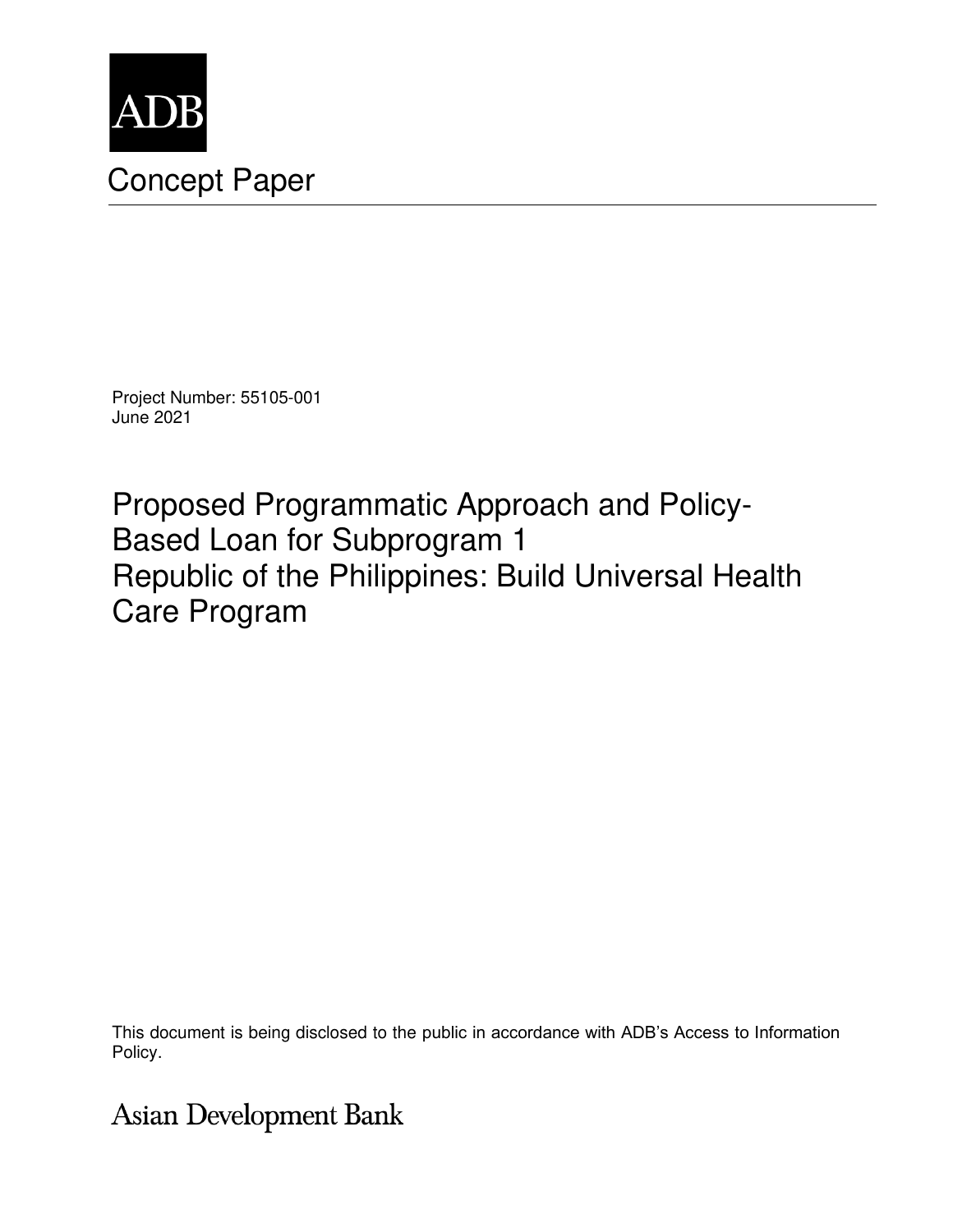ADB

# Concept Paper

Project Number: 55105-001
June 2021

## Proposed Programmatic Approach and Policy-Based Loan for Subprogram 1
## Republic of the Philippines: Build Universal Health Care Program

This document is being disclosed to the public in accordance with ADB's Access to Information Policy.

Asian Development Bank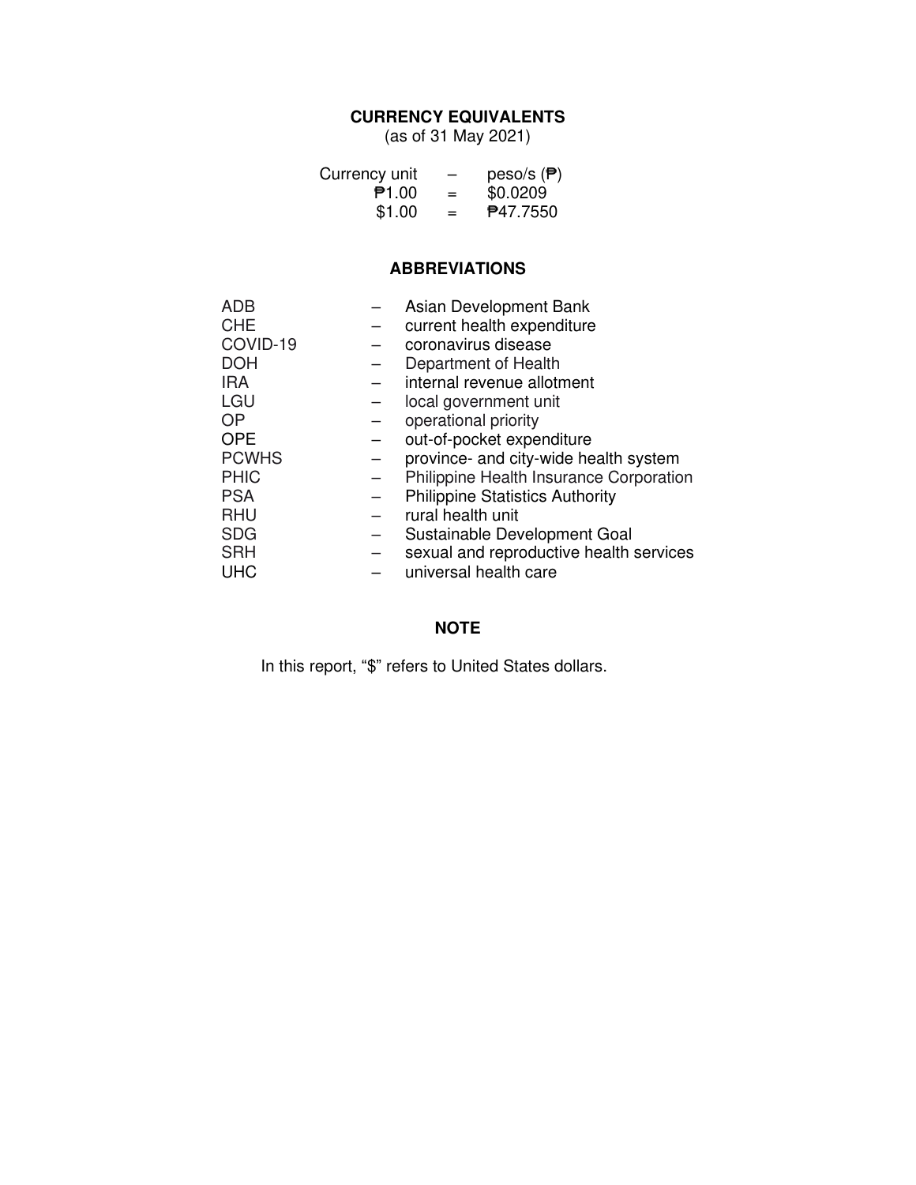## CURRENCY EQUIVALENTS

(as of 31 May 2021)

| Currency unit | – | peso/s (₱) |
|---|---|---|
| ₱1.00 | = | $0.0209 |
| $1.00 | = | ₱47.7550 |

## ABBREVIATIONS

| | | |
|---|---|---|
| ADB | – | Asian Development Bank |
| CHE | – | current health expenditure |
| COVID-19 | – | coronavirus disease |
| DOH | – | Department of Health |
| IRA | – | internal revenue allotment |
| LGU | – | local government unit |
| OP | – | operational priority |
| OPE | – | out-of-pocket expenditure |
| PCWHS | – | province- and city-wide health system |
| PHIC | – | Philippine Health Insurance Corporation |
| PSA | – | Philippine Statistics Authority |
| RHU | – | rural health unit |
| SDG | – | Sustainable Development Goal |
| SRH | – | sexual and reproductive health services |
| UHC | – | universal health care |

## NOTE

In this report, "$" refers to United States dollars.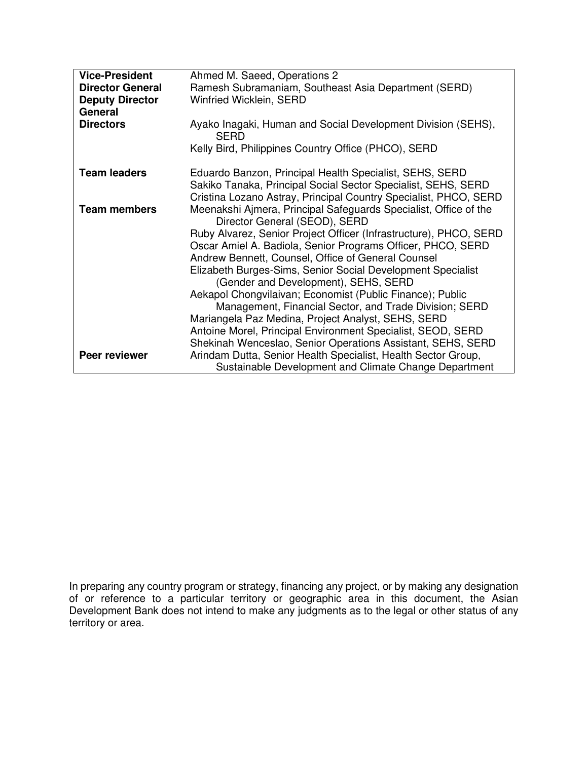| | |
|---|---|
| **Vice-President** | Ahmed M. Saeed, Operations 2 |
| **Director General** | Ramesh Subramaniam, Southeast Asia Department (SERD) |
| **Deputy Director General** | Winfried Wicklein, SERD |
| **Directors** | Ayako Inagaki, Human and Social Development Division (SEHS), SERD<br>Kelly Bird, Philippines Country Office (PHCO), SERD |
| **Team leaders** | Eduardo Banzon, Principal Health Specialist, SEHS, SERD<br>Sakiko Tanaka, Principal Social Sector Specialist, SEHS, SERD<br>Cristina Lozano Astray, Principal Country Specialist, PHCO, SERD |
| **Team members** | Meenakshi Ajmera, Principal Safeguards Specialist, Office of the Director General (SEOD), SERD<br>Ruby Alvarez, Senior Project Officer (Infrastructure), PHCO, SERD<br>Oscar Amiel A. Badiola, Senior Programs Officer, PHCO, SERD<br>Andrew Bennett, Counsel, Office of General Counsel<br>Elizabeth Burges-Sims, Senior Social Development Specialist (Gender and Development), SEHS, SERD<br>Aekapol Chongvilaivan; Economist (Public Finance); Public Management, Financial Sector, and Trade Division; SERD<br>Mariangela Paz Medina, Project Analyst, SEHS, SERD<br>Antoine Morel, Principal Environment Specialist, SEOD, SERD<br>Shekinah Wenceslao, Senior Operations Assistant, SEHS, SERD |
| **Peer reviewer** | Arindam Dutta, Senior Health Specialist, Health Sector Group, Sustainable Development and Climate Change Department |

In preparing any country program or strategy, financing any project, or by making any designation of or reference to a particular territory or geographic area in this document, the Asian Development Bank does not intend to make any judgments as to the legal or other status of any territory or area.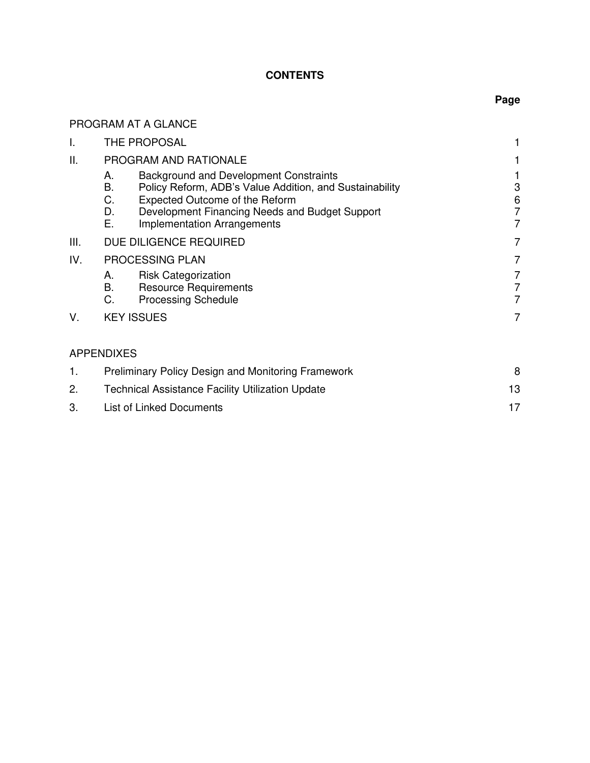## CONTENTS

| | | Page |
|---|---|---|
| PROGRAM AT A GLANCE | | |
| I. | THE PROPOSAL | 1 |
| II. | PROGRAM AND RATIONALE | 1 |
| | A. Background and Development Constraints | 1 |
| | B. Policy Reform, ADB's Value Addition, and Sustainability | 3 |
| | C. Expected Outcome of the Reform | 6 |
| | D. Development Financing Needs and Budget Support | 7 |
| | E. Implementation Arrangements | 7 |
| III. | DUE DILIGENCE REQUIRED | 7 |
| IV. | PROCESSING PLAN | 7 |
| | A. Risk Categorization | 7 |
| | B. Resource Requirements | 7 |
| | C. Processing Schedule | 7 |
| V. | KEY ISSUES | 7 |
| APPENDIXES | | |
| 1. | Preliminary Policy Design and Monitoring Framework | 8 |
| 2. | Technical Assistance Facility Utilization Update | 13 |
| 3. | List of Linked Documents | 17 |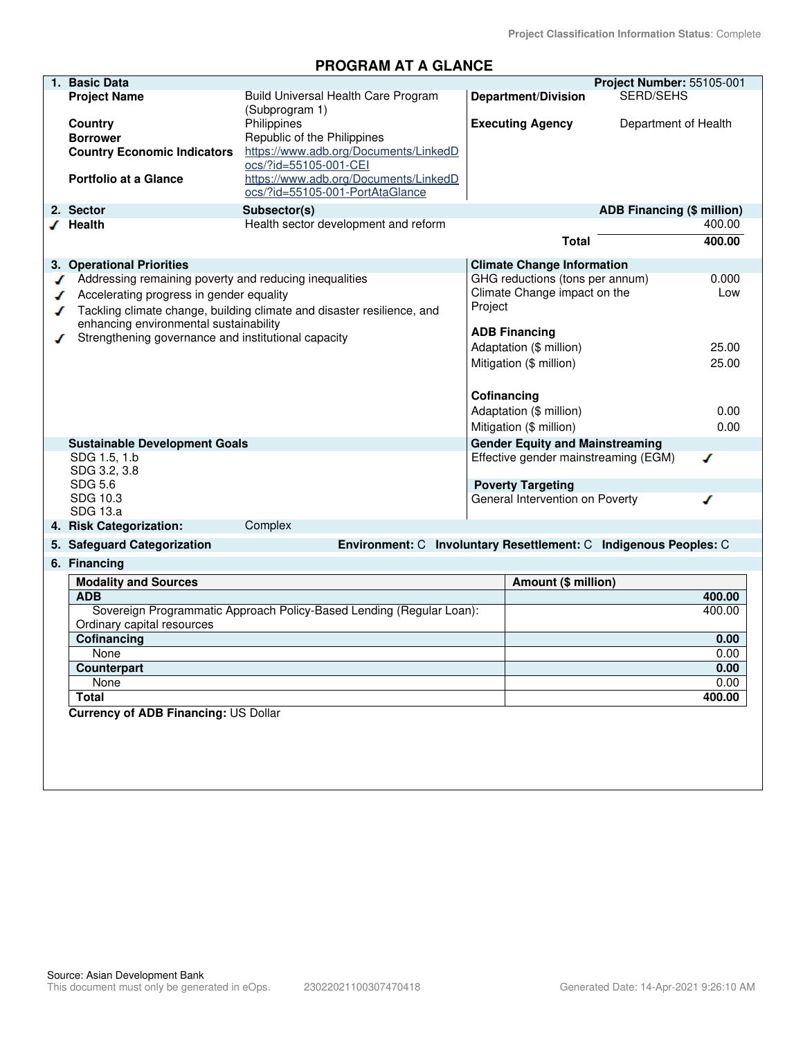Project Classification Information Status: Complete

# PROGRAM AT A GLANCE

## 1. Basic Data

**Project Number:** 55105-001

| | | | |
|---|---|---|---|
| **Project Name** | Build Universal Health Care Program (Subprogram 1) | **Department/Division** | SERD/SEHS |
| **Country** | Philippines | **Executing Agency** | Department of Health |
| **Borrower** | Republic of the Philippines | | |
| **Country Economic Indicators** | https://www.adb.org/Documents/LinkedDocs/?id=55105-001-CEI | | |
| **Portfolio at a Glance** | https://www.adb.org/Documents/LinkedDocs/?id=55105-001-PortAtaGlance | | |

## 2. Sector

| Sector | Subsector(s) | ADB Financing ($ million) |
|---|---|---|
| ✓ Health | Health sector development and reform | 400.00 |
| | **Total** | **400.00** |

## 3. Operational Priorities

- ✓ Addressing remaining poverty and reducing inequalities
- ✓ Accelerating progress in gender equality
- ✓ Tackling climate change, building climate and disaster resilience, and enhancing environmental sustainability
- ✓ Strengthening governance and institutional capacity

**Climate Change Information**

| | |
|---|---|
| GHG reductions (tons per annum) | 0.000 |
| Climate Change impact on the Project | Low |
| **ADB Financing** | |
| Adaptation ($ million) | 25.00 |
| Mitigation ($ million) | 25.00 |
| **Cofinancing** | |
| Adaptation ($ million) | 0.00 |
| Mitigation ($ million) | 0.00 |

**Sustainable Development Goals**

SDG 1.5, 1.b
SDG 3.2, 3.8
SDG 5.6
SDG 10.3
SDG 13.a

**Gender Equity and Mainstreaming**

Effective gender mainstreaming (EGM) ✓

**Poverty Targeting**

General Intervention on Poverty ✓

## 4. Risk Categorization: Complex

## 5. Safeguard Categorization

**Environment:** C **Involuntary Resettlement:** C **Indigenous Peoples:** C

## 6. Financing

| Modality and Sources | Amount ($ million) |
|---|---|
| **ADB** | **400.00** |
| Sovereign Programmatic Approach Policy-Based Lending (Regular Loan): Ordinary capital resources | 400.00 |
| **Cofinancing** | **0.00** |
| None | 0.00 |
| **Counterpart** | **0.00** |
| None | 0.00 |
| **Total** | **400.00** |

**Currency of ADB Financing:** US Dollar

Source: Asian Development Bank
This document must only be generated in eOps. 23022021100307470418 Generated Date: 14-Apr-2021 9:26:10 AM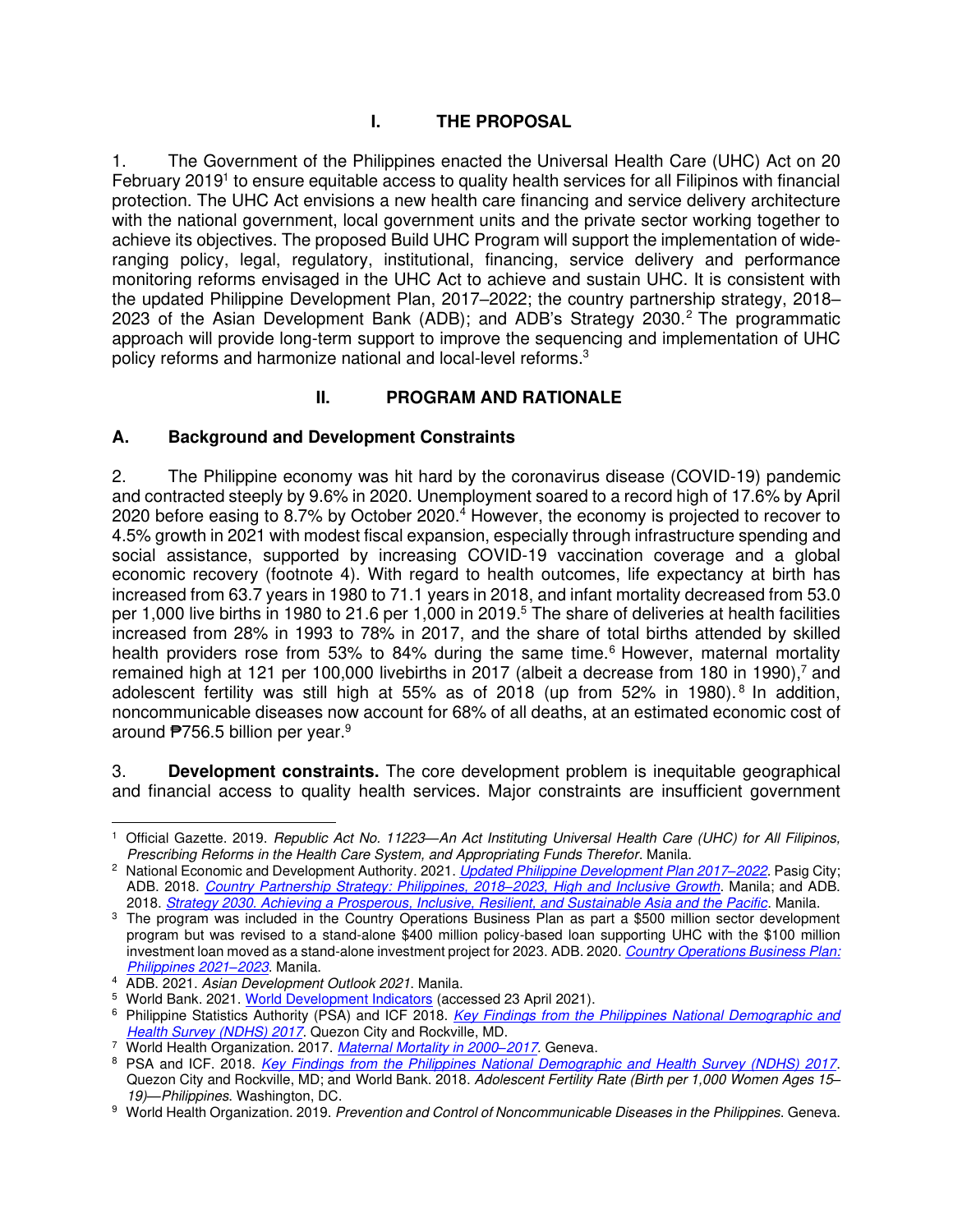# I. THE PROPOSAL

1. The Government of the Philippines enacted the Universal Health Care (UHC) Act on 20 February 2019[1] to ensure equitable access to quality health services for all Filipinos with financial protection. The UHC Act envisions a new health care financing and service delivery architecture with the national government, local government units and the private sector working together to achieve its objectives. The proposed Build UHC Program will support the implementation of wide-ranging policy, legal, regulatory, institutional, financing, service delivery and performance monitoring reforms envisaged in the UHC Act to achieve and sustain UHC. It is consistent with the updated Philippine Development Plan, 2017–2022; the country partnership strategy, 2018–2023 of the Asian Development Bank (ADB); and ADB's Strategy 2030.[2] The programmatic approach will provide long-term support to improve the sequencing and implementation of UHC policy reforms and harmonize national and local-level reforms.[3]

# II. PROGRAM AND RATIONALE

## A. Background and Development Constraints

2. The Philippine economy was hit hard by the coronavirus disease (COVID-19) pandemic and contracted steeply by 9.6% in 2020. Unemployment soared to a record high of 17.6% by April 2020 before easing to 8.7% by October 2020.[4] However, the economy is projected to recover to 4.5% growth in 2021 with modest fiscal expansion, especially through infrastructure spending and social assistance, supported by increasing COVID-19 vaccination coverage and a global economic recovery (footnote 4). With regard to health outcomes, life expectancy at birth has increased from 63.7 years in 1980 to 71.1 years in 2018, and infant mortality decreased from 53.0 per 1,000 live births in 1980 to 21.6 per 1,000 in 2019.[5] The share of deliveries at health facilities increased from 28% in 1993 to 78% in 2017, and the share of total births attended by skilled health providers rose from 53% to 84% during the same time.[6] However, maternal mortality remained high at 121 per 100,000 livebirths in 2017 (albeit a decrease from 180 in 1990),[7] and adolescent fertility was still high at 55% as of 2018 (up from 52% in 1980).[8] In addition, noncommunicable diseases now account for 68% of all deaths, at an estimated economic cost of around ₱756.5 billion per year.[9]

3. **Development constraints.** The core development problem is inequitable geographical and financial access to quality health services. Major constraints are insufficient government

---

[1] Official Gazette. 2019. *Republic Act No. 11223—An Act Instituting Universal Health Care (UHC) for All Filipinos, Prescribing Reforms in the Health Care System, and Appropriating Funds Therefor*. Manila.

[2] National Economic and Development Authority. 2021. *Updated Philippine Development Plan 2017–2022*. Pasig City; ADB. 2018. *Country Partnership Strategy: Philippines, 2018–2023, High and Inclusive Growth*. Manila; and ADB. 2018. *Strategy 2030. Achieving a Prosperous, Inclusive, Resilient, and Sustainable Asia and the Pacific*. Manila.

[3] The program was included in the Country Operations Business Plan as part a $500 million sector development program but was revised to a stand-alone $400 million policy-based loan supporting UHC with the $100 million investment loan moved as a stand-alone investment project for 2023. ADB. 2020. *Country Operations Business Plan: Philippines 2021–2023*. Manila.

[4] ADB. 2021. *Asian Development Outlook 2021*. Manila.

[5] World Bank. 2021. World Development Indicators (accessed 23 April 2021).

[6] Philippine Statistics Authority (PSA) and ICF 2018. *Key Findings from the Philippines National Demographic and Health Survey (NDHS) 2017*. Quezon City and Rockville, MD.

[7] World Health Organization. 2017. *Maternal Mortality in 2000–2017*. Geneva.

[8] PSA and ICF. 2018. *Key Findings from the Philippines National Demographic and Health Survey (NDHS) 2017*. Quezon City and Rockville, MD; and World Bank. 2018. *Adolescent Fertility Rate (Birth per 1,000 Women Ages 15–19)—Philippines*. Washington, DC.

[9] World Health Organization. 2019. *Prevention and Control of Noncommunicable Diseases in the Philippines*. Geneva.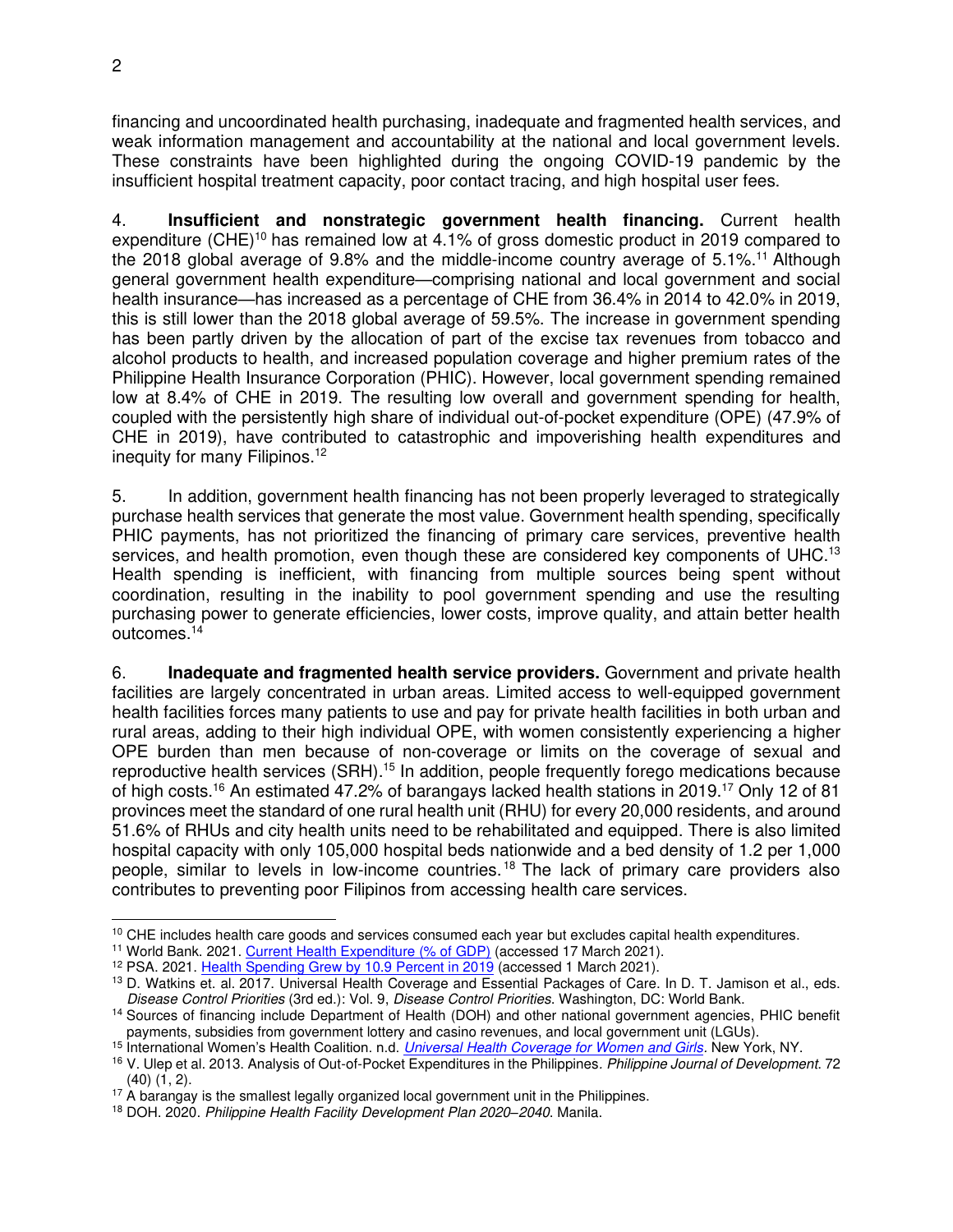financing and uncoordinated health purchasing, inadequate and fragmented health services, and weak information management and accountability at the national and local government levels. These constraints have been highlighted during the ongoing COVID-19 pandemic by the insufficient hospital treatment capacity, poor contact tracing, and high hospital user fees.

4. **Insufficient and nonstrategic government health financing.** Current health expenditure (CHE)[10] has remained low at 4.1% of gross domestic product in 2019 compared to the 2018 global average of 9.8% and the middle-income country average of 5.1%.[11] Although general government health expenditure—comprising national and local government and social health insurance—has increased as a percentage of CHE from 36.4% in 2014 to 42.0% in 2019, this is still lower than the 2018 global average of 59.5%. The increase in government spending has been partly driven by the allocation of part of the excise tax revenues from tobacco and alcohol products to health, and increased population coverage and higher premium rates of the Philippine Health Insurance Corporation (PHIC). However, local government spending remained low at 8.4% of CHE in 2019. The resulting low overall and government spending for health, coupled with the persistently high share of individual out-of-pocket expenditure (OPE) (47.9% of CHE in 2019), have contributed to catastrophic and impoverishing health expenditures and inequity for many Filipinos.[12]

5. In addition, government health financing has not been properly leveraged to strategically purchase health services that generate the most value. Government health spending, specifically PHIC payments, has not prioritized the financing of primary care services, preventive health services, and health promotion, even though these are considered key components of UHC.[13] Health spending is inefficient, with financing from multiple sources being spent without coordination, resulting in the inability to pool government spending and use the resulting purchasing power to generate efficiencies, lower costs, improve quality, and attain better health outcomes.[14]

6. **Inadequate and fragmented health service providers.** Government and private health facilities are largely concentrated in urban areas. Limited access to well-equipped government health facilities forces many patients to use and pay for private health facilities in both urban and rural areas, adding to their high individual OPE, with women consistently experiencing a higher OPE burden than men because of non-coverage or limits on the coverage of sexual and reproductive health services (SRH).[15] In addition, people frequently forego medications because of high costs.[16] An estimated 47.2% of barangays lacked health stations in 2019.[17] Only 12 of 81 provinces meet the standard of one rural health unit (RHU) for every 20,000 residents, and around 51.6% of RHUs and city health units need to be rehabilitated and equipped. There is also limited hospital capacity with only 105,000 hospital beds nationwide and a bed density of 1.2 per 1,000 people, similar to levels in low-income countries.[18] The lack of primary care providers also contributes to preventing poor Filipinos from accessing health care services.

---

[10] CHE includes health care goods and services consumed each year but excludes capital health expenditures.

[11] World Bank. 2021. Current Health Expenditure (% of GDP) (accessed 17 March 2021).

[12] PSA. 2021. Health Spending Grew by 10.9 Percent in 2019 (accessed 1 March 2021).

[13] D. Watkins et. al. 2017. Universal Health Coverage and Essential Packages of Care. In D. T. Jamison et al., eds. *Disease Control Priorities* (3rd ed.): Vol. 9, *Disease Control Priorities*. Washington, DC: World Bank.

[14] Sources of financing include Department of Health (DOH) and other national government agencies, PHIC benefit payments, subsidies from government lottery and casino revenues, and local government unit (LGUs).

[15] International Women's Health Coalition. n.d. *Universal Health Coverage for Women and Girls*. New York, NY.

[16] V. Ulep et al. 2013. Analysis of Out-of-Pocket Expenditures in the Philippines. *Philippine Journal of Development*. 72 (40) (1, 2).

[17] A barangay is the smallest legally organized local government unit in the Philippines.

[18] DOH. 2020. *Philippine Health Facility Development Plan 2020–2040*. Manila.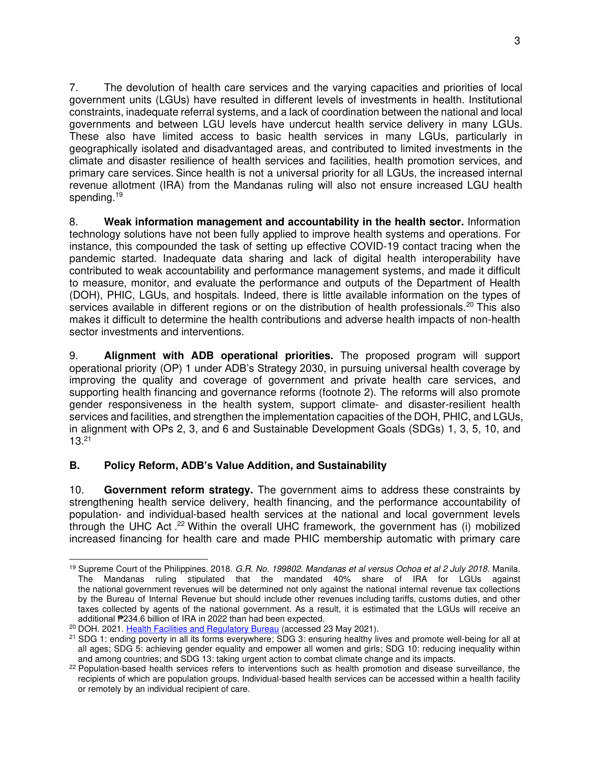7. The devolution of health care services and the varying capacities and priorities of local government units (LGUs) have resulted in different levels of investments in health. Institutional constraints, inadequate referral systems, and a lack of coordination between the national and local governments and between LGU levels have undercut health service delivery in many LGUs. These also have limited access to basic health services in many LGUs, particularly in geographically isolated and disadvantaged areas, and contributed to limited investments in the climate and disaster resilience of health services and facilities, health promotion services, and primary care services. Since health is not a universal priority for all LGUs, the increased internal revenue allotment (IRA) from the Mandanas ruling will also not ensure increased LGU health spending.[19]

8. **Weak information management and accountability in the health sector.** Information technology solutions have not been fully applied to improve health systems and operations. For instance, this compounded the task of setting up effective COVID-19 contact tracing when the pandemic started. Inadequate data sharing and lack of digital health interoperability have contributed to weak accountability and performance management systems, and made it difficult to measure, monitor, and evaluate the performance and outputs of the Department of Health (DOH), PHIC, LGUs, and hospitals. Indeed, there is little available information on the types of services available in different regions or on the distribution of health professionals.[20] This also makes it difficult to determine the health contributions and adverse health impacts of non-health sector investments and interventions.

9. **Alignment with ADB operational priorities.** The proposed program will support operational priority (OP) 1 under ADB's Strategy 2030, in pursuing universal health coverage by improving the quality and coverage of government and private health care services, and supporting health financing and governance reforms (footnote 2). The reforms will also promote gender responsiveness in the health system, support climate- and disaster-resilient health services and facilities, and strengthen the implementation capacities of the DOH, PHIC, and LGUs, in alignment with OPs 2, 3, and 6 and Sustainable Development Goals (SDGs) 1, 3, 5, 10, and 13.[21]

## B. Policy Reform, ADB's Value Addition, and Sustainability

10. **Government reform strategy.** The government aims to address these constraints by strengthening health service delivery, health financing, and the performance accountability of population- and individual-based health services at the national and local government levels through the UHC Act .[22] Within the overall UHC framework, the government has (i) mobilized increased financing for health care and made PHIC membership automatic with primary care

---

[19] Supreme Court of the Philippines. 2018. *G.R. No. 199802. Mandanas et al versus Ochoa et al 2 July 2018*. Manila. The Mandanas ruling stipulated that the mandated 40% share of IRA for LGUs against the national government revenues will be determined not only against the national internal revenue tax collections by the Bureau of Internal Revenue but should include other revenues including tariffs, customs duties, and other taxes collected by agents of the national government. As a result, it is estimated that the LGUs will receive an additional ₱234.6 billion of IRA in 2022 than had been expected.

[20] DOH. 2021. Health Facilities and Regulatory Bureau (accessed 23 May 2021).

[21] SDG 1: ending poverty in all its forms everywhere; SDG 3: ensuring healthy lives and promote well-being for all at all ages; SDG 5: achieving gender equality and empower all women and girls; SDG 10: reducing inequality within and among countries; and SDG 13: taking urgent action to combat climate change and its impacts.

[22] Population-based health services refers to interventions such as health promotion and disease surveillance, the recipients of which are population groups. Individual-based health services can be accessed within a health facility or remotely by an individual recipient of care.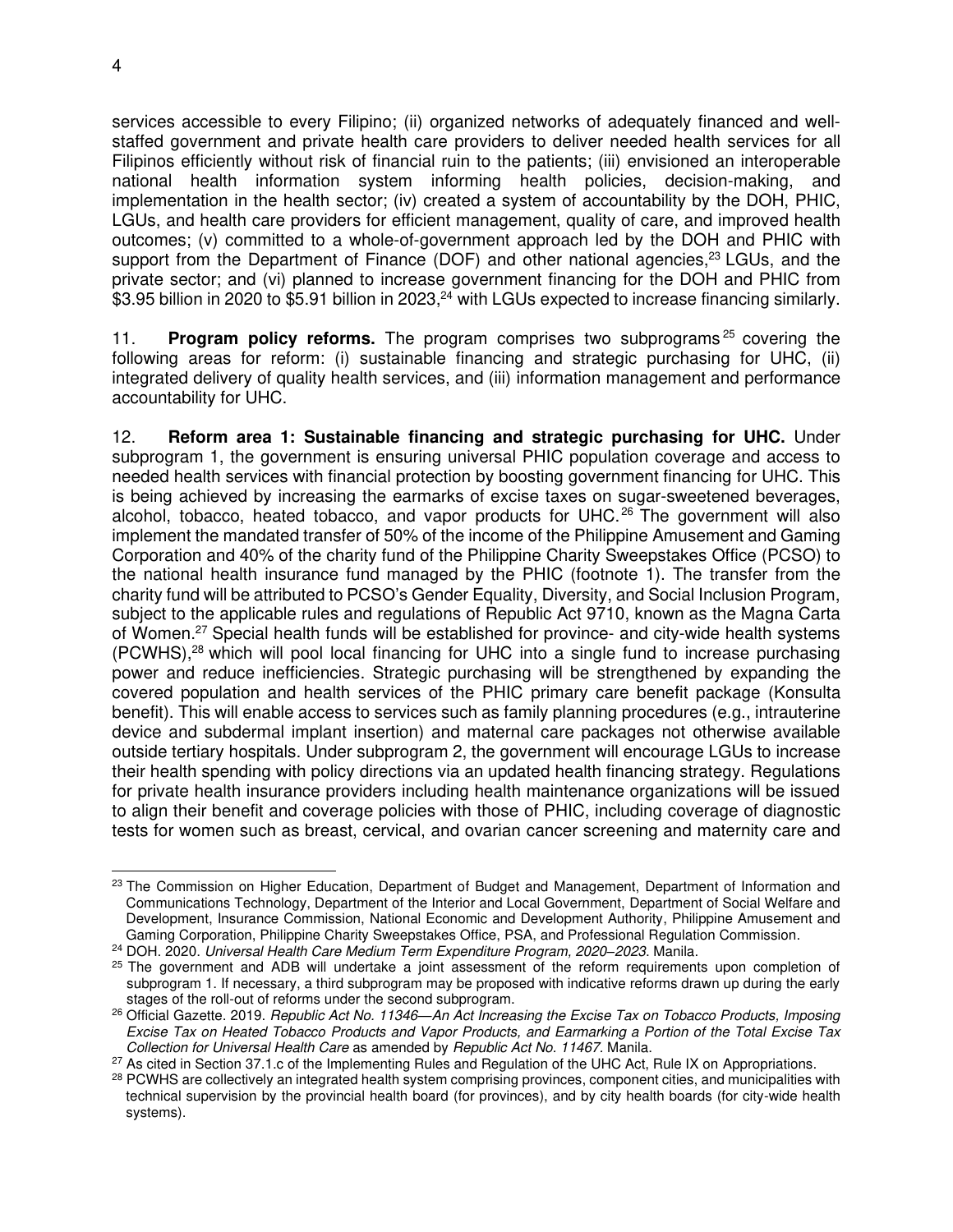services accessible to every Filipino; (ii) organized networks of adequately financed and well-staffed government and private health care providers to deliver needed health services for all Filipinos efficiently without risk of financial ruin to the patients; (iii) envisioned an interoperable national health information system informing health policies, decision-making, and implementation in the health sector; (iv) created a system of accountability by the DOH, PHIC, LGUs, and health care providers for efficient management, quality of care, and improved health outcomes; (v) committed to a whole-of-government approach led by the DOH and PHIC with support from the Department of Finance (DOF) and other national agencies,[23] LGUs, and the private sector; and (vi) planned to increase government financing for the DOH and PHIC from $3.95 billion in 2020 to $5.91 billion in 2023,[24] with LGUs expected to increase financing similarly.

11. **Program policy reforms.** The program comprises two subprograms[25] covering the following areas for reform: (i) sustainable financing and strategic purchasing for UHC, (ii) integrated delivery of quality health services, and (iii) information management and performance accountability for UHC.

12. **Reform area 1: Sustainable financing and strategic purchasing for UHC.** Under subprogram 1, the government is ensuring universal PHIC population coverage and access to needed health services with financial protection by boosting government financing for UHC. This is being achieved by increasing the earmarks of excise taxes on sugar-sweetened beverages, alcohol, tobacco, heated tobacco, and vapor products for UHC.[26] The government will also implement the mandated transfer of 50% of the income of the Philippine Amusement and Gaming Corporation and 40% of the charity fund of the Philippine Charity Sweepstakes Office (PCSO) to the national health insurance fund managed by the PHIC (footnote 1). The transfer from the charity fund will be attributed to PCSO's Gender Equality, Diversity, and Social Inclusion Program, subject to the applicable rules and regulations of Republic Act 9710, known as the Magna Carta of Women.[27] Special health funds will be established for province- and city-wide health systems (PCWHS),[28] which will pool local financing for UHC into a single fund to increase purchasing power and reduce inefficiencies. Strategic purchasing will be strengthened by expanding the covered population and health services of the PHIC primary care benefit package (Konsulta benefit). This will enable access to services such as family planning procedures (e.g., intrauterine device and subdermal implant insertion) and maternal care packages not otherwise available outside tertiary hospitals. Under subprogram 2, the government will encourage LGUs to increase their health spending with policy directions via an updated health financing strategy. Regulations for private health insurance providers including health maintenance organizations will be issued to align their benefit and coverage policies with those of PHIC, including coverage of diagnostic tests for women such as breast, cervical, and ovarian cancer screening and maternity care and

---

[23] The Commission on Higher Education, Department of Budget and Management, Department of Information and Communications Technology, Department of the Interior and Local Government, Department of Social Welfare and Development, Insurance Commission, National Economic and Development Authority, Philippine Amusement and Gaming Corporation, Philippine Charity Sweepstakes Office, PSA, and Professional Regulation Commission.

[24] DOH. 2020. *Universal Health Care Medium Term Expenditure Program, 2020–2023*. Manila.

[25] The government and ADB will undertake a joint assessment of the reform requirements upon completion of subprogram 1. If necessary, a third subprogram may be proposed with indicative reforms drawn up during the early stages of the roll-out of reforms under the second subprogram.

[26] Official Gazette. 2019. *Republic Act No. 11346—An Act Increasing the Excise Tax on Tobacco Products, Imposing Excise Tax on Heated Tobacco Products and Vapor Products, and Earmarking a Portion of the Total Excise Tax Collection for Universal Health Care* as amended by *Republic Act No. 11467.* Manila.

[27] As cited in Section 37.1.c of the Implementing Rules and Regulation of the UHC Act, Rule IX on Appropriations.

[28] PCWHS are collectively an integrated health system comprising provinces, component cities, and municipalities with technical supervision by the provincial health board (for provinces), and by city health boards (for city-wide health systems).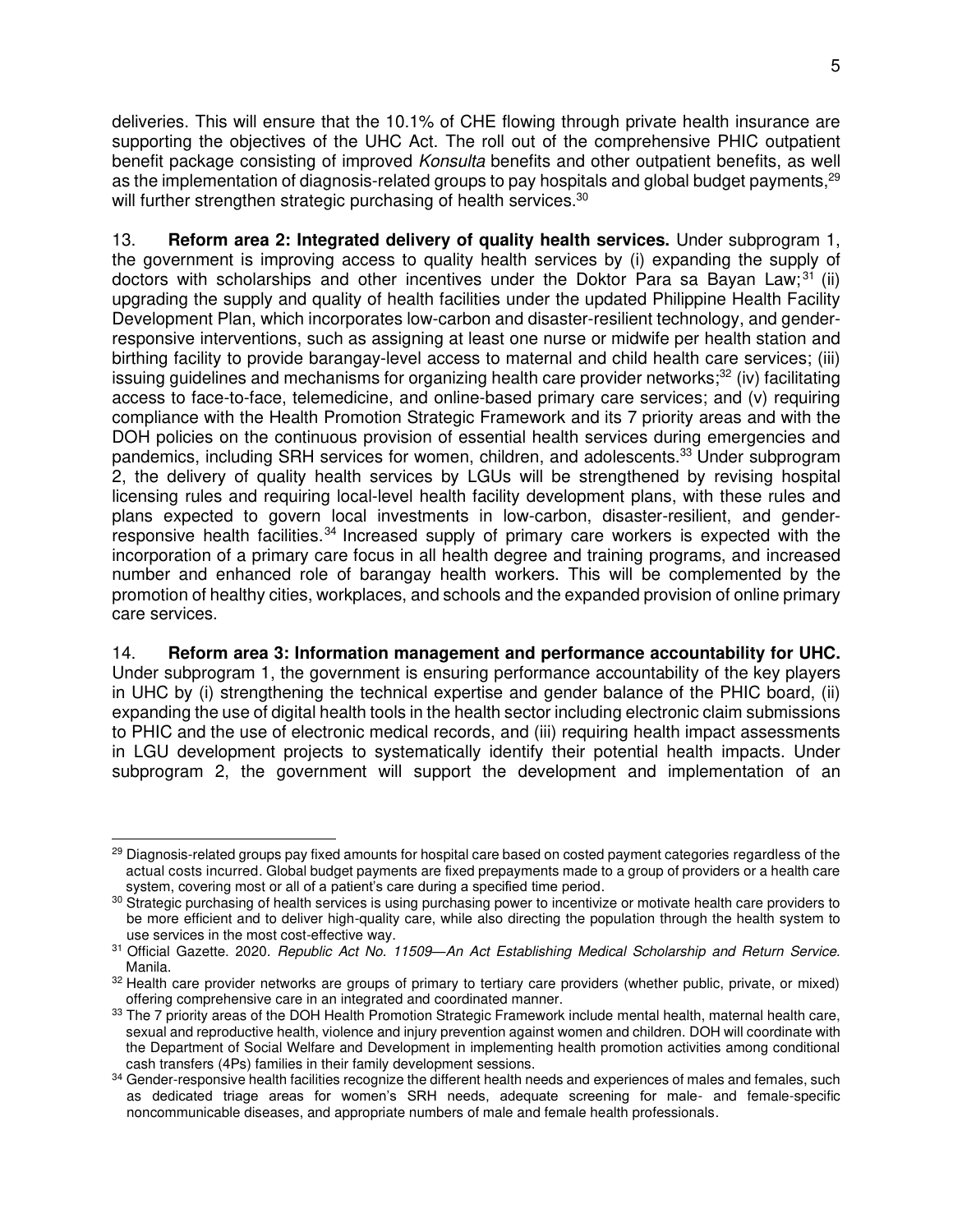deliveries. This will ensure that the 10.1% of CHE flowing through private health insurance are supporting the objectives of the UHC Act. The roll out of the comprehensive PHIC outpatient benefit package consisting of improved *Konsulta* benefits and other outpatient benefits, as well as the implementation of diagnosis-related groups to pay hospitals and global budget payments,[29] will further strengthen strategic purchasing of health services.[30]

13. **Reform area 2: Integrated delivery of quality health services.** Under subprogram 1, the government is improving access to quality health services by (i) expanding the supply of doctors with scholarships and other incentives under the Doktor Para sa Bayan Law;[31] (ii) upgrading the supply and quality of health facilities under the updated Philippine Health Facility Development Plan, which incorporates low-carbon and disaster-resilient technology, and gender-responsive interventions, such as assigning at least one nurse or midwife per health station and birthing facility to provide barangay-level access to maternal and child health care services; (iii) issuing guidelines and mechanisms for organizing health care provider networks;[32] (iv) facilitating access to face-to-face, telemedicine, and online-based primary care services; and (v) requiring compliance with the Health Promotion Strategic Framework and its 7 priority areas and with the DOH policies on the continuous provision of essential health services during emergencies and pandemics, including SRH services for women, children, and adolescents.[33] Under subprogram 2, the delivery of quality health services by LGUs will be strengthened by revising hospital licensing rules and requiring local-level health facility development plans, with these rules and plans expected to govern local investments in low-carbon, disaster-resilient, and gender-responsive health facilities.[34] Increased supply of primary care workers is expected with the incorporation of a primary care focus in all health degree and training programs, and increased number and enhanced role of barangay health workers. This will be complemented by the promotion of healthy cities, workplaces, and schools and the expanded provision of online primary care services.

14. **Reform area 3: Information management and performance accountability for UHC.** Under subprogram 1, the government is ensuring performance accountability of the key players in UHC by (i) strengthening the technical expertise and gender balance of the PHIC board, (ii) expanding the use of digital health tools in the health sector including electronic claim submissions to PHIC and the use of electronic medical records, and (iii) requiring health impact assessments in LGU development projects to systematically identify their potential health impacts. Under subprogram 2, the government will support the development and implementation of an

---

[29] Diagnosis-related groups pay fixed amounts for hospital care based on costed payment categories regardless of the actual costs incurred. Global budget payments are fixed prepayments made to a group of providers or a health care system, covering most or all of a patient's care during a specified time period.

[30] Strategic purchasing of health services is using purchasing power to incentivize or motivate health care providers to be more efficient and to deliver high-quality care, while also directing the population through the health system to use services in the most cost-effective way.

[31] Official Gazette. 2020. *Republic Act No. 11509—An Act Establishing Medical Scholarship and Return Service.* Manila.

[32] Health care provider networks are groups of primary to tertiary care providers (whether public, private, or mixed) offering comprehensive care in an integrated and coordinated manner.

[33] The 7 priority areas of the DOH Health Promotion Strategic Framework include mental health, maternal health care, sexual and reproductive health, violence and injury prevention against women and children. DOH will coordinate with the Department of Social Welfare and Development in implementing health promotion activities among conditional cash transfers (4Ps) families in their family development sessions.

[34] Gender-responsive health facilities recognize the different health needs and experiences of males and females, such as dedicated triage areas for women's SRH needs, adequate screening for male- and female-specific noncommunicable diseases, and appropriate numbers of male and female health professionals.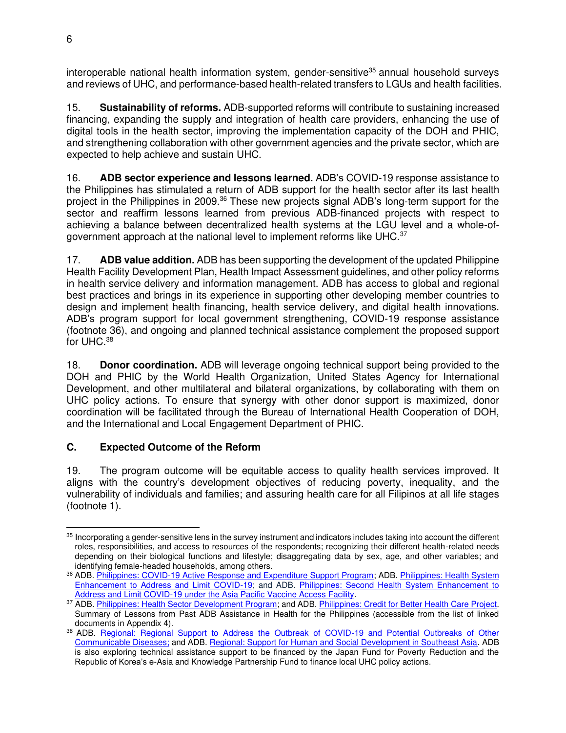interoperable national health information system, gender-sensitive[35] annual household surveys and reviews of UHC, and performance-based health-related transfers to LGUs and health facilities.

15. **Sustainability of reforms.** ADB-supported reforms will contribute to sustaining increased financing, expanding the supply and integration of health care providers, enhancing the use of digital tools in the health sector, improving the implementation capacity of the DOH and PHIC, and strengthening collaboration with other government agencies and the private sector, which are expected to help achieve and sustain UHC.

16. **ADB sector experience and lessons learned.** ADB's COVID-19 response assistance to the Philippines has stimulated a return of ADB support for the health sector after its last health project in the Philippines in 2009.[36] These new projects signal ADB's long-term support for the sector and reaffirm lessons learned from previous ADB-financed projects with respect to achieving a balance between decentralized health systems at the LGU level and a whole-of-government approach at the national level to implement reforms like UHC.[37]

17. **ADB value addition.** ADB has been supporting the development of the updated Philippine Health Facility Development Plan, Health Impact Assessment guidelines, and other policy reforms in health service delivery and information management. ADB has access to global and regional best practices and brings in its experience in supporting other developing member countries to design and implement health financing, health service delivery, and digital health innovations. ADB's program support for local government strengthening, COVID-19 response assistance (footnote 36), and ongoing and planned technical assistance complement the proposed support for UHC.[38]

18. **Donor coordination.** ADB will leverage ongoing technical support being provided to the DOH and PHIC by the World Health Organization, United States Agency for International Development, and other multilateral and bilateral organizations, by collaborating with them on UHC policy actions. To ensure that synergy with other donor support is maximized, donor coordination will be facilitated through the Bureau of International Health Cooperation of DOH, and the International and Local Engagement Department of PHIC.

### C. Expected Outcome of the Reform

19. The program outcome will be equitable access to quality health services improved. It aligns with the country's development objectives of reducing poverty, inequality, and the vulnerability of individuals and families; and assuring health care for all Filipinos at all life stages (footnote 1).

---

[35] Incorporating a gender-sensitive lens in the survey instrument and indicators includes taking into account the different roles, responsibilities, and access to resources of the respondents; recognizing their different health-related needs depending on their biological functions and lifestyle; disaggregating data by sex, age, and other variables; and identifying female-headed households, among others.

[36] ADB. Philippines: COVID-19 Active Response and Expenditure Support Program; ADB. Philippines: Health System Enhancement to Address and Limit COVID-19; and ADB. Philippines: Second Health System Enhancement to Address and Limit COVID-19 under the Asia Pacific Vaccine Access Facility.

[37] ADB. Philippines: Health Sector Development Program; and ADB. Philippines: Credit for Better Health Care Project. Summary of Lessons from Past ADB Assistance in Health for the Philippines (accessible from the list of linked documents in Appendix 4).

[38] ADB. Regional: Regional Support to Address the Outbreak of COVID-19 and Potential Outbreaks of Other Communicable Diseases; and ADB. Regional: Support for Human and Social Development in Southeast Asia. ADB is also exploring technical assistance support to be financed by the Japan Fund for Poverty Reduction and the Republic of Korea's e-Asia and Knowledge Partnership Fund to finance local UHC policy actions.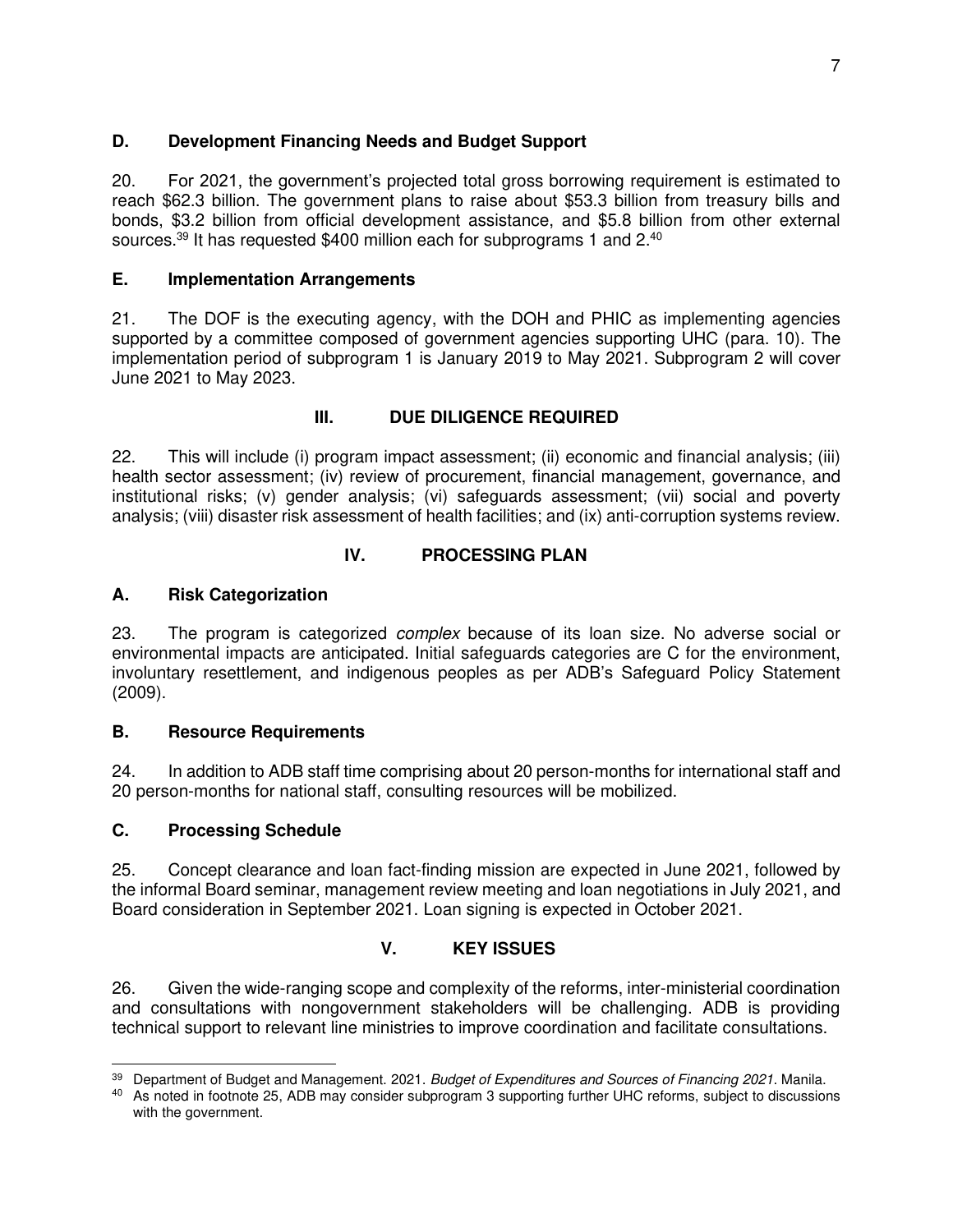### D. Development Financing Needs and Budget Support

20. For 2021, the government's projected total gross borrowing requirement is estimated to reach $62.3 billion. The government plans to raise about $53.3 billion from treasury bills and bonds, $3.2 billion from official development assistance, and $5.8 billion from other external sources.[39] It has requested $400 million each for subprograms 1 and 2.[40]

### E. Implementation Arrangements

21. The DOF is the executing agency, with the DOH and PHIC as implementing agencies supported by a committee composed of government agencies supporting UHC (para. 10). The implementation period of subprogram 1 is January 2019 to May 2021. Subprogram 2 will cover June 2021 to May 2023.

## III. DUE DILIGENCE REQUIRED

22. This will include (i) program impact assessment; (ii) economic and financial analysis; (iii) health sector assessment; (iv) review of procurement, financial management, governance, and institutional risks; (v) gender analysis; (vi) safeguards assessment; (vii) social and poverty analysis; (viii) disaster risk assessment of health facilities; and (ix) anti-corruption systems review.

## IV. PROCESSING PLAN

### A. Risk Categorization

23. The program is categorized *complex* because of its loan size. No adverse social or environmental impacts are anticipated. Initial safeguards categories are C for the environment, involuntary resettlement, and indigenous peoples as per ADB's Safeguard Policy Statement (2009).

### B. Resource Requirements

24. In addition to ADB staff time comprising about 20 person-months for international staff and 20 person-months for national staff, consulting resources will be mobilized.

### C. Processing Schedule

25. Concept clearance and loan fact-finding mission are expected in June 2021, followed by the informal Board seminar, management review meeting and loan negotiations in July 2021, and Board consideration in September 2021. Loan signing is expected in October 2021.

## V. KEY ISSUES

26. Given the wide-ranging scope and complexity of the reforms, inter-ministerial coordination and consultations with nongovernment stakeholders will be challenging. ADB is providing technical support to relevant line ministries to improve coordination and facilitate consultations.

---

[39] Department of Budget and Management. 2021. *Budget of Expenditures and Sources of Financing 2021*. Manila.

[40] As noted in footnote 25, ADB may consider subprogram 3 supporting further UHC reforms, subject to discussions with the government.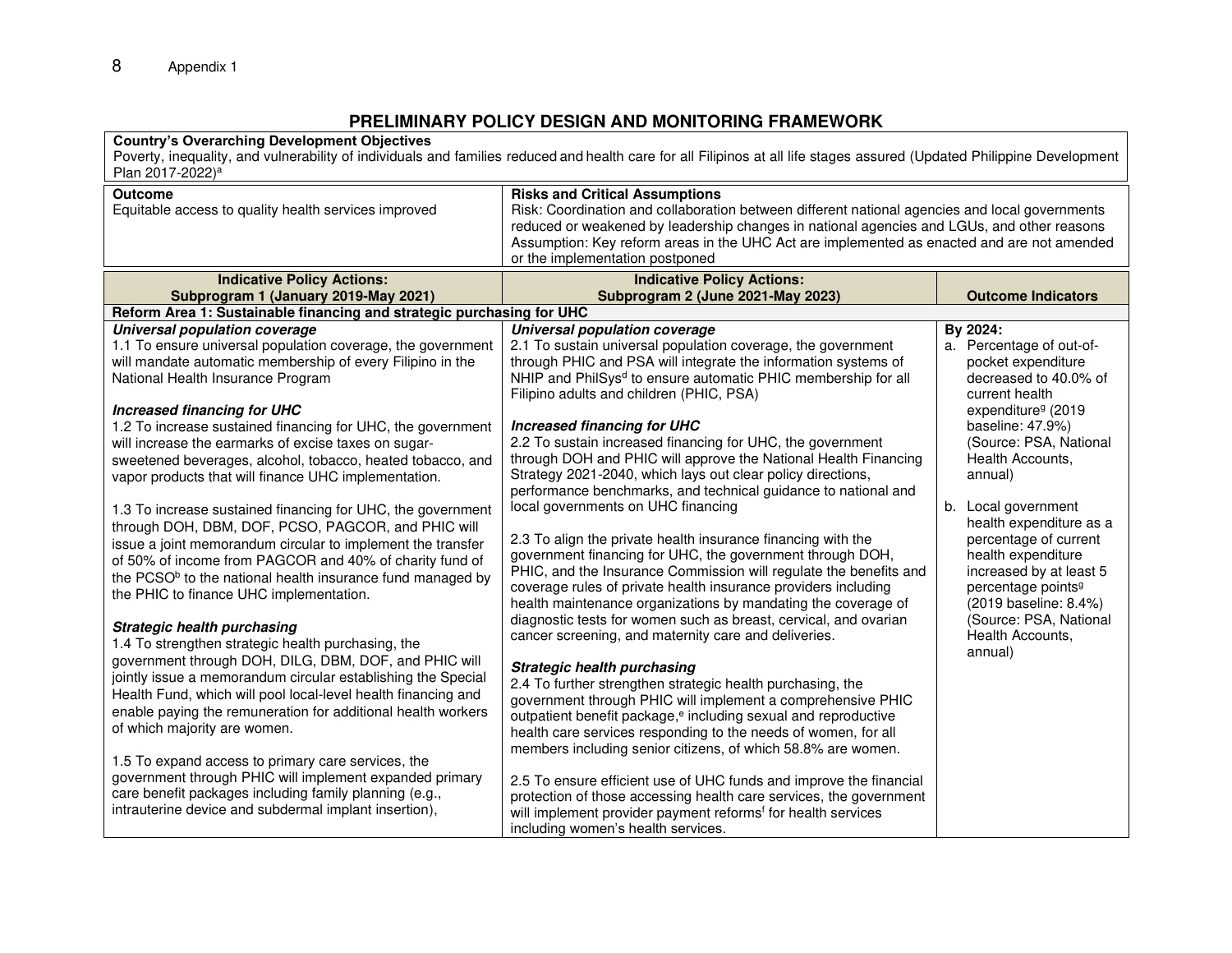## PRELIMINARY POLICY DESIGN AND MONITORING FRAMEWORK

| **Country's Overarching Development Objectives** |
|---|
| Poverty, inequality, and vulnerability of individuals and families reduced and health care for all Filipinos at all life stages assured (Updated Philippine Development Plan 2017-2022)[a] |

| **Outcome** | **Risks and Critical Assumptions** |
|---|---|
| Equitable access to quality health services improved | Risk: Coordination and collaboration between different national agencies and local governments reduced or weakened by leadership changes in national agencies and LGUs, and other reasons<br>Assumption: Key reform areas in the UHC Act are implemented as enacted and are not amended or the implementation postponed |

| **Indicative Policy Actions: Subprogram 1 (January 2019-May 2021)** | **Indicative Policy Actions: Subprogram 2 (June 2021-May 2023)** | **Outcome Indicators** |
|---|---|---|
| **Reform Area 1: Sustainable financing and strategic purchasing for UHC** | | |
| ***Universal population coverage***<br>1.1 To ensure universal population coverage, the government will mandate automatic membership of every Filipino in the National Health Insurance Program<br><br>***Increased financing for UHC***<br>1.2 To increase sustained financing for UHC, the government will increase the earmarks of excise taxes on sugar-sweetened beverages, alcohol, tobacco, heated tobacco, and vapor products that will finance UHC implementation.<br><br>1.3 To increase sustained financing for UHC, the government through DOH, DBM, DOF, PCSO, PAGCOR, and PHIC will issue a joint memorandum circular to implement the transfer of 50% of income from PAGCOR and 40% of charity fund of the PCSO[b] to the national health insurance fund managed by the PHIC to finance UHC implementation.<br><br>***Strategic health purchasing***<br>1.4 To strengthen strategic health purchasing, the government through DOH, DILG, DBM, DOF, and PHIC will jointly issue a memorandum circular establishing the Special Health Fund, which will pool local-level health financing and enable paying the remuneration for additional health workers of which majority are women.<br><br>1.5 To expand access to primary care services, the government through PHIC will implement expanded primary care benefit packages including family planning (e.g., intrauterine device and subdermal implant insertion), | ***Universal population coverage***<br>2.1 To sustain universal population coverage, the government through PHIC and PSA will integrate the information systems of NHIP and PhilSys[d] to ensure automatic PHIC membership for all Filipino adults and children (PHIC, PSA)<br><br>***Increased financing for UHC***<br>2.2 To sustain increased financing for UHC, the government through DOH and PHIC will approve the National Health Financing Strategy 2021-2040, which lays out clear policy directions, performance benchmarks, and technical guidance to national and local governments on UHC financing<br><br>2.3 To align the private health insurance financing with the government financing for UHC, the government through DOH, PHIC, and the Insurance Commission will regulate the benefits and coverage rules of private health insurance providers including health maintenance organizations by mandating the coverage of diagnostic tests for women such as breast, cervical, and ovarian cancer screening, and maternity care and deliveries.<br><br>***Strategic health purchasing***<br>2.4 To further strengthen strategic health purchasing, the government through PHIC will implement a comprehensive PHIC outpatient benefit package,[e] including sexual and reproductive health care services responding to the needs of women, for all members including senior citizens, of which 58.8% are women.<br><br>2.5 To ensure efficient use of UHC funds and improve the financial protection of those accessing health care services, the government will implement provider payment reforms[f] for health services including women's health services. | **By 2024:**<br>a. Percentage of out-of-pocket expenditure decreased to 40.0% of current health expenditure[g] (2019 baseline: 47.9%) (Source: PSA, National Health Accounts, annual)<br><br>b. Local government health expenditure as a percentage of current health expenditure increased by at least 5 percentage points[g] (2019 baseline: 8.4%) (Source: PSA, National Health Accounts, annual) |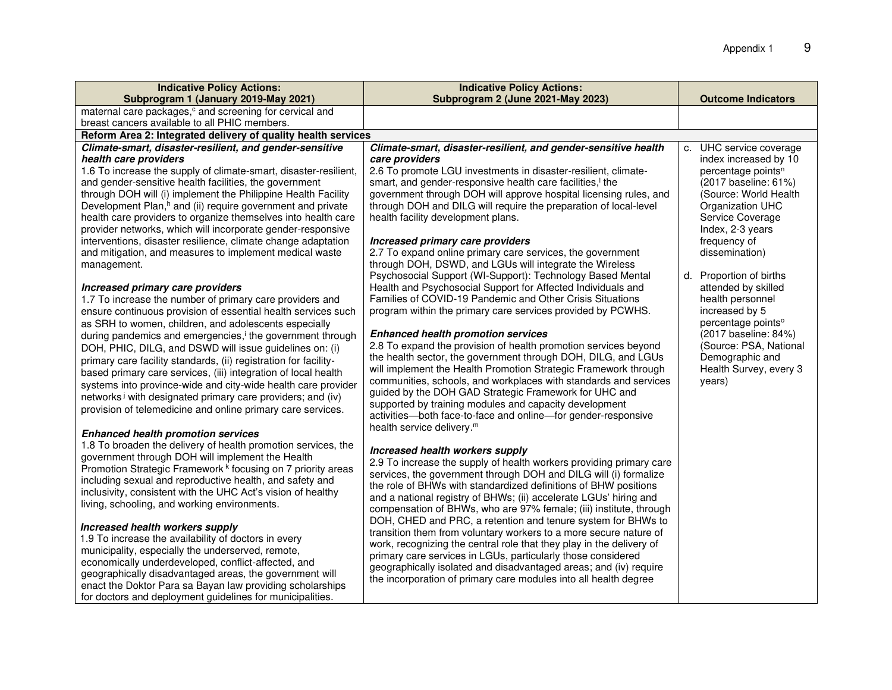| Indicative Policy Actions: Subprogram 1 (January 2019-May 2021) | Indicative Policy Actions: Subprogram 2 (June 2021-May 2023) | Outcome Indicators |
|---|---|---|
| maternal care packages,[c] and screening for cervical and breast cancers available to all PHIC members. | | |
| **Reform Area 2: Integrated delivery of quality health services** | | |
| ***Climate-smart, disaster-resilient, and gender-sensitive health care providers***<br>1.6 To increase the supply of climate-smart, disaster-resilient, and gender-sensitive health facilities, the government through DOH will (i) implement the Philippine Health Facility Development Plan,[h] and (ii) require government and private health care providers to organize themselves into health care provider networks, which will incorporate gender-responsive interventions, disaster resilience, climate change adaptation and mitigation, and measures to implement medical waste management.<br><br>***Increased primary care providers***<br>1.7 To increase the number of primary care providers and ensure continuous provision of essential health services such as SRH to women, children, and adolescents especially during pandemics and emergencies,[i] the government through DOH, PHIC, DILG, and DSWD will issue guidelines on: (i) primary care facility standards, (ii) registration for facility-based primary care services, (iii) integration of local health systems into province-wide and city-wide health care provider networks[j] with designated primary care providers; and (iv) provision of telemedicine and online primary care services.<br><br>***Enhanced health promotion services***<br>1.8 To broaden the delivery of health promotion services, the government through DOH will implement the Health Promotion Strategic Framework[k] focusing on 7 priority areas including sexual and reproductive health, and safety and inclusivity, consistent with the UHC Act's vision of healthy living, schooling, and working environments.<br><br>***Increased health workers supply***<br>1.9 To increase the availability of doctors in every municipality, especially the underserved, remote, economically underdeveloped, conflict-affected, and geographically disadvantaged areas, the government will enact the Doktor Para sa Bayan law providing scholarships for doctors and deployment guidelines for municipalities. | ***Climate-smart, disaster-resilient, and gender-sensitive health care providers***<br>2.6 To promote LGU investments in disaster-resilient, climate-smart, and gender-responsive health care facilities,[l] the government through DOH will approve hospital licensing rules, and through DOH and DILG will require the preparation of local-level health facility development plans.<br><br>***Increased primary care providers***<br>2.7 To expand online primary care services, the government through DOH, DSWD, and LGUs will integrate the Wireless Psychosocial Support (WI-Support): Technology Based Mental Health and Psychosocial Support for Affected Individuals and Families of COVID-19 Pandemic and Other Crisis Situations program within the primary care services provided by PCWHS.<br><br>***Enhanced health promotion services***<br>2.8 To expand the provision of health promotion services beyond the health sector, the government through DOH, DILG, and LGUs will implement the Health Promotion Strategic Framework through communities, schools, and workplaces with standards and services guided by the DOH GAD Strategic Framework for UHC and supported by training modules and capacity development activities—both face-to-face and online—for gender-responsive health service delivery.[m]<br><br>***Increased health workers supply***<br>2.9 To increase the supply of health workers providing primary care services, the government through DOH and DILG will (i) formalize the role of BHWs with standardized definitions of BHW positions and a national registry of BHWs; (ii) accelerate LGUs' hiring and compensation of BHWs, who are 97% female; (iii) institute, through DOH, CHED and PRC, a retention and tenure system for BHWs to transition them from voluntary workers to a more secure nature of work, recognizing the central role that they play in the delivery of primary care services in LGUs, particularly those considered geographically isolated and disadvantaged areas; and (iv) require the incorporation of primary care modules into all health degree | c. UHC service coverage index increased by 10 percentage points[n] (2017 baseline: 61%) (Source: World Health Organization UHC Service Coverage Index, 2-3 years frequency of dissemination)<br><br>d. Proportion of births attended by skilled health personnel increased by 5 percentage points[o] (2017 baseline: 84%) (Source: PSA, National Demographic and Health Survey, every 3 years) |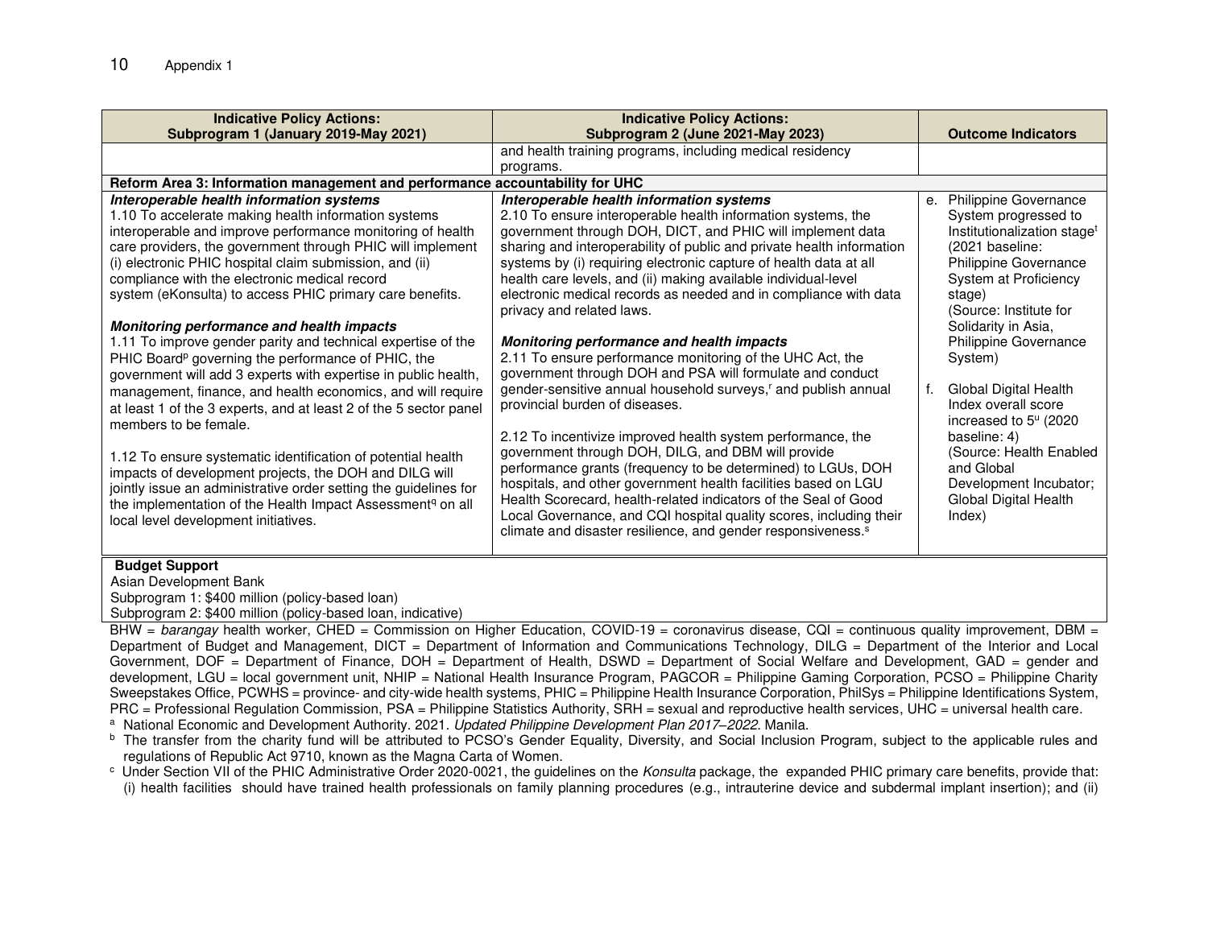| Indicative Policy Actions: Subprogram 1 (January 2019-May 2021) | Indicative Policy Actions: Subprogram 2 (June 2021-May 2023) | Outcome Indicators |
|---|---|---|
| | and health training programs, including medical residency programs. | |
| **Reform Area 3: Information management and performance accountability for UHC** | | |
| ***Interoperable health information systems***<br>1.10 To accelerate making health information systems interoperable and improve performance monitoring of health care providers, the government through PHIC will implement (i) electronic PHIC hospital claim submission, and (ii) compliance with the electronic medical record system (eKonsulta) to access PHIC primary care benefits.<br><br>***Monitoring performance and health impacts***<br>1.11 To improve gender parity and technical expertise of the PHIC Board[p] governing the performance of PHIC, the government will add 3 experts with expertise in public health, management, finance, and health economics, and will require at least 1 of the 3 experts, and at least 2 of the 5 sector panel members to be female.<br><br>1.12 To ensure systematic identification of potential health impacts of development projects, the DOH and DILG will jointly issue an administrative order setting the guidelines for the implementation of the Health Impact Assessment[q] on all local level development initiatives. | ***Interoperable health information systems***<br>2.10 To ensure interoperable health information systems, the government through DOH, DICT, and PHIC will implement data sharing and interoperability of public and private health information systems by (i) requiring electronic capture of health data at all health care levels, and (ii) making available individual-level electronic medical records as needed and in compliance with data privacy and related laws.<br><br>***Monitoring performance and health impacts***<br>2.11 To ensure performance monitoring of the UHC Act, the government through DOH and PSA will formulate and conduct gender-sensitive annual household surveys,[r] and publish annual provincial burden of diseases.<br><br>2.12 To incentivize improved health system performance, the government through DOH, DILG, and DBM will provide performance grants (frequency to be determined) to LGUs, DOH hospitals, and other government health facilities based on LGU Health Scorecard, health-related indicators of the Seal of Good Local Governance, and CQI hospital quality scores, including their climate and disaster resilience, and gender responsiveness.[s] | e. Philippine Governance System progressed to Institutionalization stage[t] (2021 baseline: Philippine Governance System at Proficiency stage)<br>(Source: Institute for Solidarity in Asia, Philippine Governance System)<br><br>f. Global Digital Health Index overall score increased to 5[u] (2020 baseline: 4)<br>(Source: Health Enabled and Global Development Incubator; Global Digital Health Index) |

**Budget Support**
Asian Development Bank
Subprogram 1: $400 million (policy-based loan)
Subprogram 2: $400 million (policy-based loan, indicative)

BHW = *barangay* health worker, CHED = Commission on Higher Education, COVID-19 = coronavirus disease, CQI = continuous quality improvement, DBM = Department of Budget and Management, DICT = Department of Information and Communications Technology, DILG = Department of the Interior and Local Government, DOF = Department of Finance, DOH = Department of Health, DSWD = Department of Social Welfare and Development, GAD = gender and development, LGU = local government unit, NHIP = National Health Insurance Program, PAGCOR = Philippine Gaming Corporation, PCSO = Philippine Charity Sweepstakes Office, PCWHS = province- and city-wide health systems, PHIC = Philippine Health Insurance Corporation, PhilSys = Philippine Identifications System, PRC = Professional Regulation Commission, PSA = Philippine Statistics Authority, SRH = sexual and reproductive health services, UHC = universal health care.

[a] National Economic and Development Authority. 2021. *Updated Philippine Development Plan 2017–2022*. Manila.

[b] The transfer from the charity fund will be attributed to PCSO's Gender Equality, Diversity, and Social Inclusion Program, subject to the applicable rules and regulations of Republic Act 9710, known as the Magna Carta of Women.

[c] Under Section VII of the PHIC Administrative Order 2020-0021, the guidelines on the *Konsulta* package, the expanded PHIC primary care benefits, provide that: (i) health facilities should have trained health professionals on family planning procedures (e.g., intrauterine device and subdermal implant insertion); and (ii)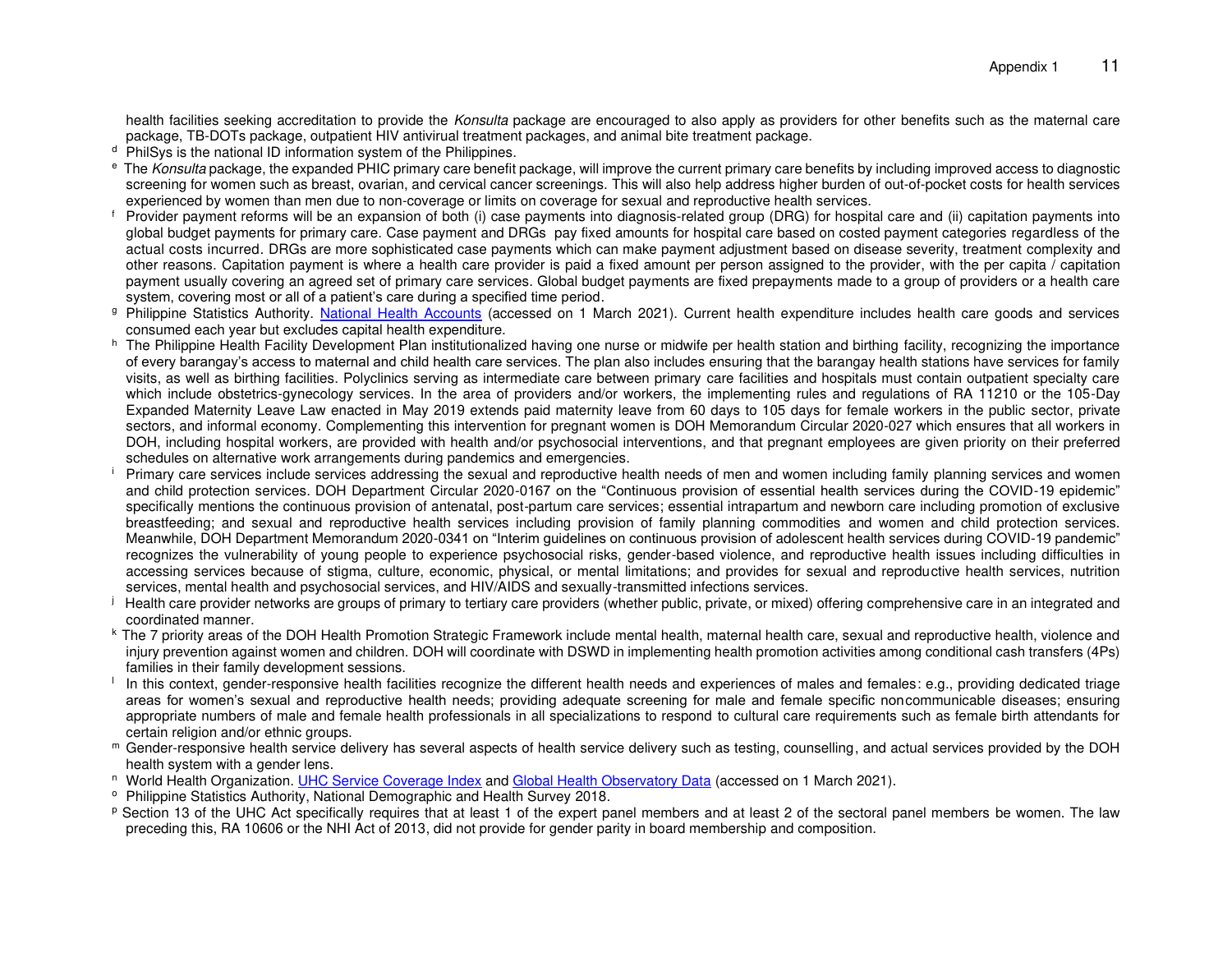health facilities seeking accreditation to provide the *Konsulta* package are encouraged to also apply as providers for other benefits such as the maternal care package, TB-DOTs package, outpatient HIV antiviral treatment packages, and animal bite treatment package.

[d] PhilSys is the national ID information system of the Philippines.

[e] The *Konsulta* package, the expanded PHIC primary care benefit package, will improve the current primary care benefits by including improved access to diagnostic screening for women such as breast, ovarian, and cervical cancer screenings. This will also help address higher burden of out-of-pocket costs for health services experienced by women than men due to non-coverage or limits on coverage for sexual and reproductive health services.

[f] Provider payment reforms will be an expansion of both (i) case payments into diagnosis-related group (DRG) for hospital care and (ii) capitation payments into global budget payments for primary care. Case payment and DRGs pay fixed amounts for hospital care based on costed payment categories regardless of the actual costs incurred. DRGs are more sophisticated case payments which can make payment adjustment based on disease severity, treatment complexity and other reasons. Capitation payment is where a health care provider is paid a fixed amount per person assigned to the provider, with the per capita / capitation payment usually covering an agreed set of primary care services. Global budget payments are fixed prepayments made to a group of providers or a health care system, covering most or all of a patient's care during a specified time period.

[g] Philippine Statistics Authority. National Health Accounts (accessed on 1 March 2021). Current health expenditure includes health care goods and services consumed each year but excludes capital health expenditure.

[h] The Philippine Health Facility Development Plan institutionalized having one nurse or midwife per health station and birthing facility, recognizing the importance of every barangay's access to maternal and child health care services. The plan also includes ensuring that the barangay health stations have services for family visits, as well as birthing facilities. Polyclinics serving as intermediate care between primary care facilities and hospitals must contain outpatient specialty care which include obstetrics-gynecology services. In the area of providers and/or workers, the implementing rules and regulations of RA 11210 or the 105-Day Expanded Maternity Leave Law enacted in May 2019 extends paid maternity leave from 60 days to 105 days for female workers in the public sector, private sectors, and informal economy. Complementing this intervention for pregnant women is DOH Memorandum Circular 2020-027 which ensures that all workers in DOH, including hospital workers, are provided with health and/or psychosocial interventions, and that pregnant employees are given priority on their preferred schedules on alternative work arrangements during pandemics and emergencies.

[i] Primary care services include services addressing the sexual and reproductive health needs of men and women including family planning services and women and child protection services. DOH Department Circular 2020-0167 on the "Continuous provision of essential health services during the COVID-19 epidemic" specifically mentions the continuous provision of antenatal, post-partum care services; essential intrapartum and newborn care including promotion of exclusive breastfeeding; and sexual and reproductive health services including provision of family planning commodities and women and child protection services. Meanwhile, DOH Department Memorandum 2020-0341 on "Interim guidelines on continuous provision of adolescent health services during COVID-19 pandemic" recognizes the vulnerability of young people to experience psychosocial risks, gender-based violence, and reproductive health issues including difficulties in accessing services because of stigma, culture, economic, physical, or mental limitations; and provides for sexual and reproductive health services, nutrition services, mental health and psychosocial services, and HIV/AIDS and sexually-transmitted infections services.

[j] Health care provider networks are groups of primary to tertiary care providers (whether public, private, or mixed) offering comprehensive care in an integrated and coordinated manner.

[k] The 7 priority areas of the DOH Health Promotion Strategic Framework include mental health, maternal health care, sexual and reproductive health, violence and injury prevention against women and children. DOH will coordinate with DSWD in implementing health promotion activities among conditional cash transfers (4Ps) families in their family development sessions.

[l] In this context, gender-responsive health facilities recognize the different health needs and experiences of males and females: e.g., providing dedicated triage areas for women's sexual and reproductive health needs; providing adequate screening for male and female specific noncommunicable diseases; ensuring appropriate numbers of male and female health professionals in all specializations to respond to cultural care requirements such as female birth attendants for certain religion and/or ethnic groups.

[m] Gender-responsive health service delivery has several aspects of health service delivery such as testing, counselling, and actual services provided by the DOH health system with a gender lens.

[n] World Health Organization. UHC Service Coverage Index and Global Health Observatory Data (accessed on 1 March 2021).

[o] Philippine Statistics Authority, National Demographic and Health Survey 2018.

[p] Section 13 of the UHC Act specifically requires that at least 1 of the expert panel members and at least 2 of the sectoral panel members be women. The law preceding this, RA 10606 or the NHI Act of 2013, did not provide for gender parity in board membership and composition.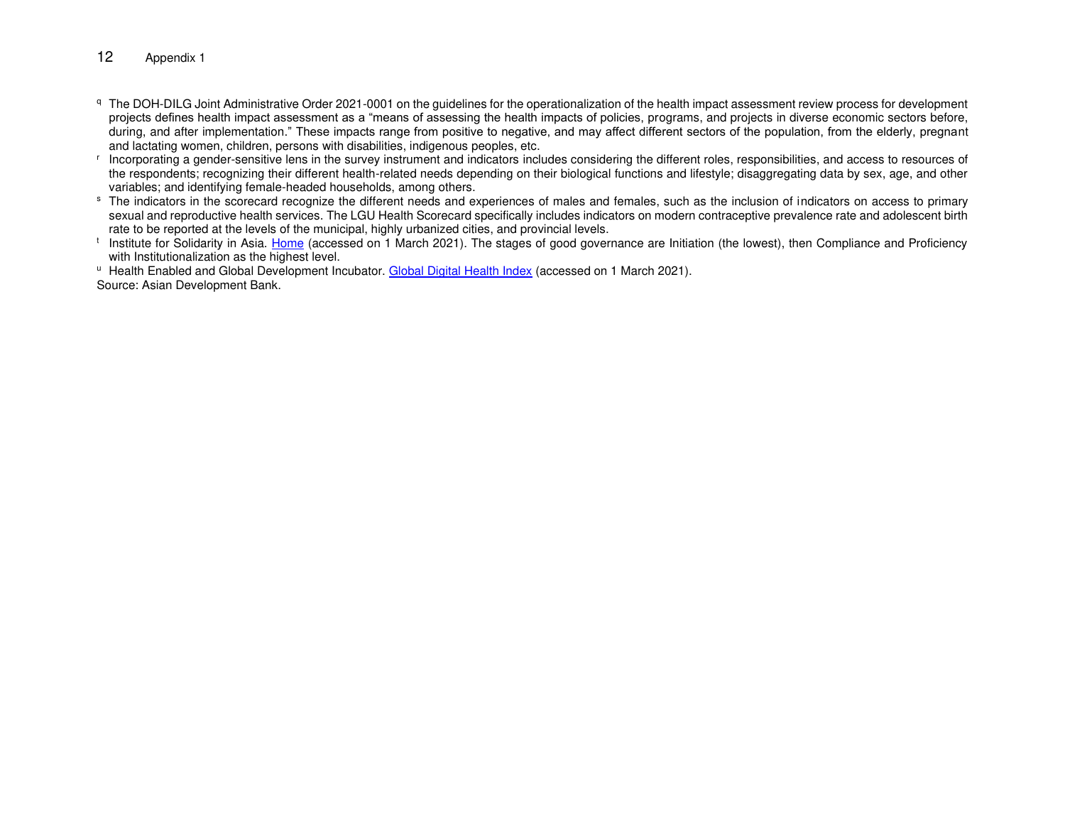[q] The DOH-DILG Joint Administrative Order 2021-0001 on the guidelines for the operationalization of the health impact assessment review process for development projects defines health impact assessment as a "means of assessing the health impacts of policies, programs, and projects in diverse economic sectors before, during, and after implementation." These impacts range from positive to negative, and may affect different sectors of the population, from the elderly, pregnant and lactating women, children, persons with disabilities, indigenous peoples, etc.

[r] Incorporating a gender-sensitive lens in the survey instrument and indicators includes considering the different roles, responsibilities, and access to resources of the respondents; recognizing their different health-related needs depending on their biological functions and lifestyle; disaggregating data by sex, age, and other variables; and identifying female-headed households, among others.

[s] The indicators in the scorecard recognize the different needs and experiences of males and females, such as the inclusion of indicators on access to primary sexual and reproductive health services. The LGU Health Scorecard specifically includes indicators on modern contraceptive prevalence rate and adolescent birth rate to be reported at the levels of the municipal, highly urbanized cities, and provincial levels.

[t] Institute for Solidarity in Asia. Home (accessed on 1 March 2021). The stages of good governance are Initiation (the lowest), then Compliance and Proficiency with Institutionalization as the highest level.

[u] Health Enabled and Global Development Incubator. Global Digital Health Index (accessed on 1 March 2021).

Source: Asian Development Bank.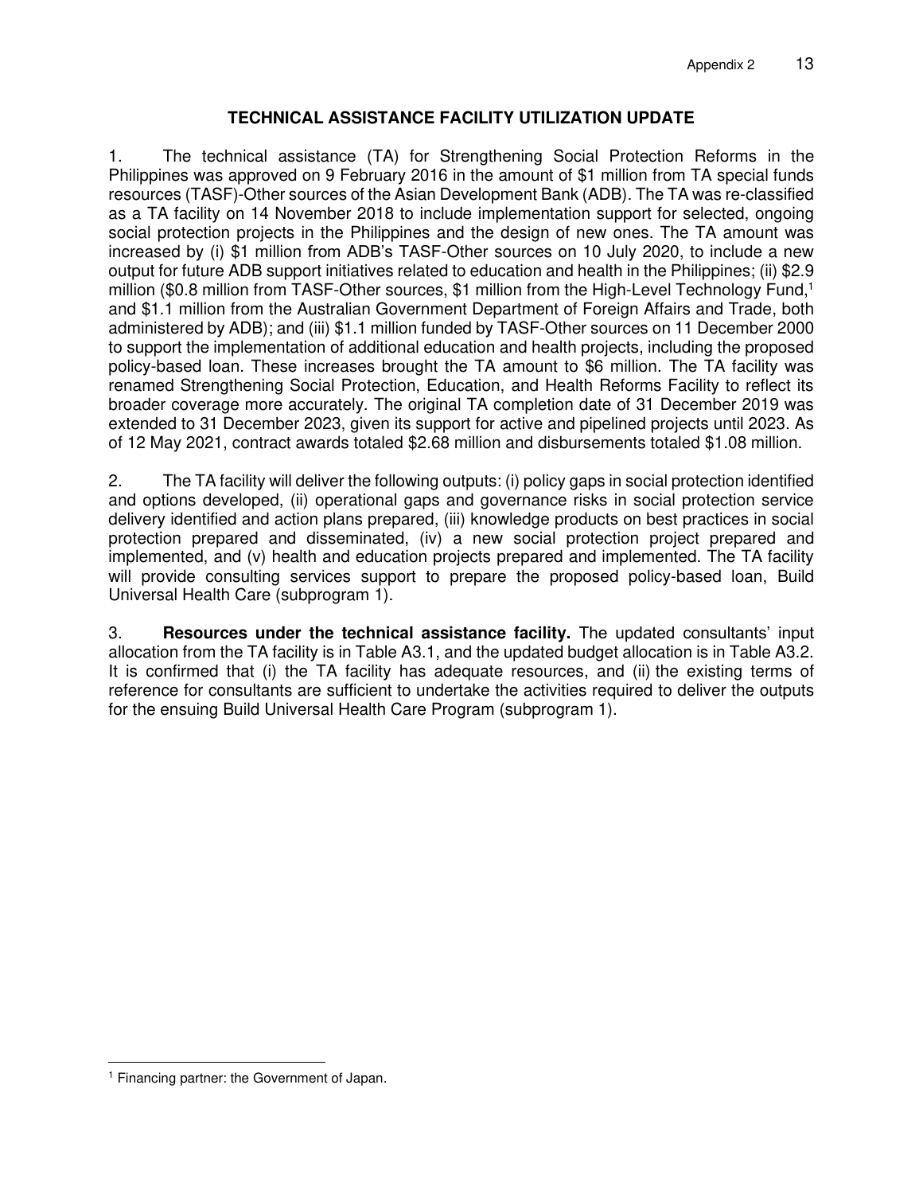## TECHNICAL ASSISTANCE FACILITY UTILIZATION UPDATE

1. The technical assistance (TA) for Strengthening Social Protection Reforms in the Philippines was approved on 9 February 2016 in the amount of $1 million from TA special funds resources (TASF)-Other sources of the Asian Development Bank (ADB). The TA was re-classified as a TA facility on 14 November 2018 to include implementation support for selected, ongoing social protection projects in the Philippines and the design of new ones. The TA amount was increased by (i) $1 million from ADB's TASF-Other sources on 10 July 2020, to include a new output for future ADB support initiatives related to education and health in the Philippines; (ii) $2.9 million ($0.8 million from TASF-Other sources, $1 million from the High-Level Technology Fund,[1] and $1.1 million from the Australian Government Department of Foreign Affairs and Trade, both administered by ADB); and (iii) $1.1 million funded by TASF-Other sources on 11 December 2000 to support the implementation of additional education and health projects, including the proposed policy-based loan. These increases brought the TA amount to $6 million. The TA facility was renamed Strengthening Social Protection, Education, and Health Reforms Facility to reflect its broader coverage more accurately. The original TA completion date of 31 December 2019 was extended to 31 December 2023, given its support for active and pipelined projects until 2023. As of 12 May 2021, contract awards totaled $2.68 million and disbursements totaled $1.08 million.

2. The TA facility will deliver the following outputs: (i) policy gaps in social protection identified and options developed, (ii) operational gaps and governance risks in social protection service delivery identified and action plans prepared, (iii) knowledge products on best practices in social protection prepared and disseminated, (iv) a new social protection project prepared and implemented, and (v) health and education projects prepared and implemented. The TA facility will provide consulting services support to prepare the proposed policy-based loan, Build Universal Health Care (subprogram 1).

3. **Resources under the technical assistance facility.** The updated consultants' input allocation from the TA facility is in Table A3.1, and the updated budget allocation is in Table A3.2. It is confirmed that (i) the TA facility has adequate resources, and (ii) the existing terms of reference for consultants are sufficient to undertake the activities required to deliver the outputs for the ensuing Build Universal Health Care Program (subprogram 1).

[1] Financing partner: the Government of Japan.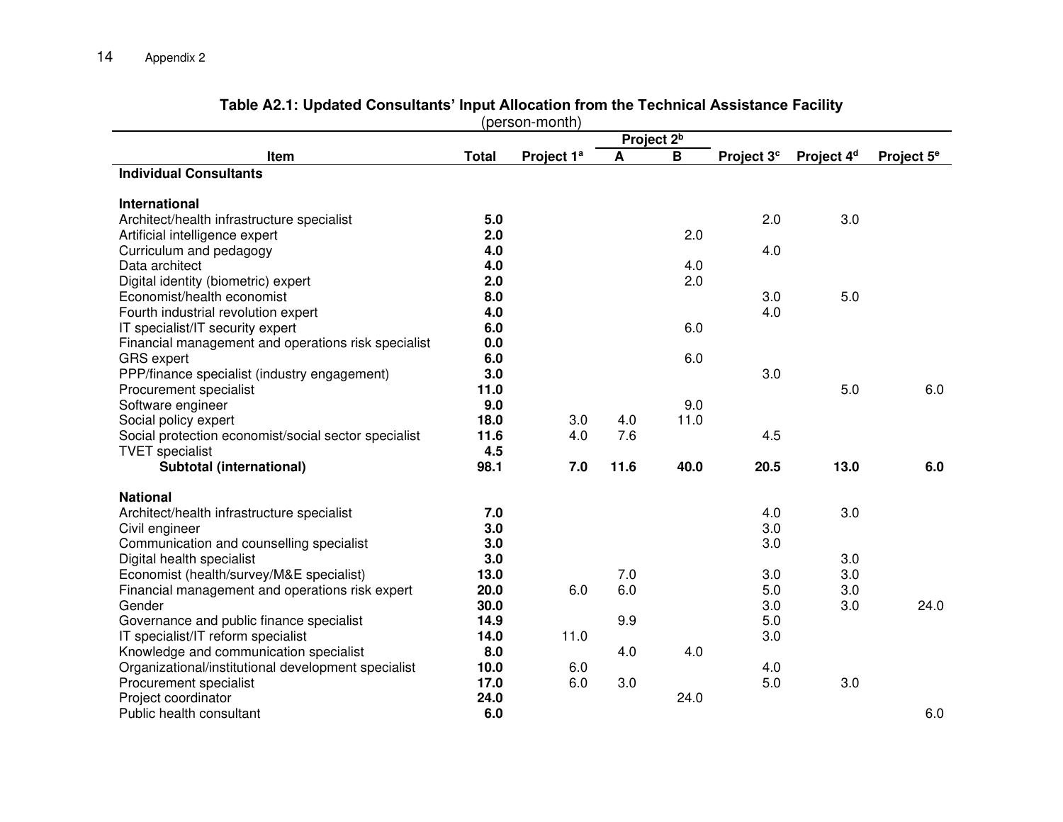**Table A2.1: Updated Consultants' Input Allocation from the Technical Assistance Facility**
(person-month)

| Item | Total | Project 1[a] | Project 2[b] | | Project 3[c] | Project 4[d] | Project 5[e] |
|---|---|---|---|---|---|---|---|
| | | | A | B | | | |
| **Individual Consultants** | | | | | | | |
| **International** | | | | | | | |
| Architect/health infrastructure specialist | **5.0** | | | | 2.0 | 3.0 | |
| Artificial intelligence expert | **2.0** | | | 2.0 | | | |
| Curriculum and pedagogy | **4.0** | | | | 4.0 | | |
| Data architect | **4.0** | | | 4.0 | | | |
| Digital identity (biometric) expert | **2.0** | | | 2.0 | | | |
| Economist/health economist | **8.0** | | | | 3.0 | 5.0 | |
| Fourth industrial revolution expert | **4.0** | | | | 4.0 | | |
| IT specialist/IT security expert | **6.0** | | | 6.0 | | | |
| Financial management and operations risk specialist | **0.0** | | | | | | |
| GRS expert | **6.0** | | | 6.0 | | | |
| PPP/finance specialist (industry engagement) | **3.0** | | | | 3.0 | | |
| Procurement specialist | **11.0** | | | | | 5.0 | 6.0 |
| Software engineer | **9.0** | | | 9.0 | | | |
| Social policy expert | **18.0** | 3.0 | 4.0 | 11.0 | | | |
| Social protection economist/social sector specialist | **11.6** | 4.0 | 7.6 | | 4.5 | | |
| TVET specialist | **4.5** | | | | | | |
| **Subtotal (international)** | **98.1** | **7.0** | **11.6** | **40.0** | **20.5** | **13.0** | **6.0** |
| **National** | | | | | | | |
| Architect/health infrastructure specialist | **7.0** | | | | 4.0 | 3.0 | |
| Civil engineer | **3.0** | | | | 3.0 | | |
| Communication and counselling specialist | **3.0** | | | | 3.0 | | |
| Digital health specialist | **3.0** | | | | | 3.0 | |
| Economist (health/survey/M&E specialist) | **13.0** | | 7.0 | | 3.0 | 3.0 | |
| Financial management and operations risk expert | **20.0** | 6.0 | 6.0 | | 5.0 | 3.0 | |
| Gender | **30.0** | | | | 3.0 | 3.0 | 24.0 |
| Governance and public finance specialist | **14.9** | | 9.9 | | 5.0 | | |
| IT specialist/IT reform specialist | **14.0** | 11.0 | | | 3.0 | | |
| Knowledge and communication specialist | **8.0** | | 4.0 | 4.0 | | | |
| Organizational/institutional development specialist | **10.0** | 6.0 | | | 4.0 | | |
| Procurement specialist | **17.0** | 6.0 | 3.0 | | 5.0 | 3.0 | |
| Project coordinator | **24.0** | | | 24.0 | | | |
| Public health consultant | **6.0** | | | | | | 6.0 |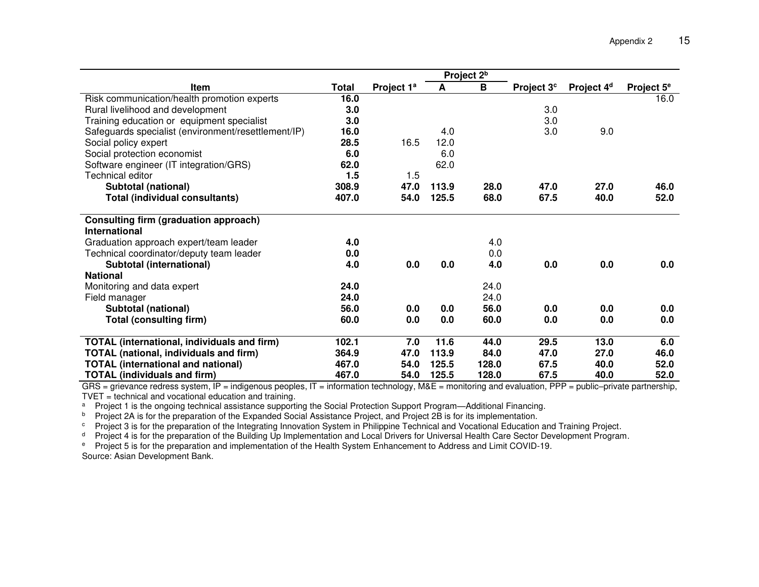| Item | Total | Project 1[a] | Project 2[b] | | Project 3[c] | Project 4[d] | Project 5[e] |
|---|---|---|---|---|---|---|---|
| | | | A | B | | | |
| Risk communication/health promotion experts | **16.0** | | | | | | 16.0 |
| Rural livelihood and development | **3.0** | | | | 3.0 | | |
| Training education or equipment specialist | **3.0** | | | | 3.0 | | |
| Safeguards specialist (environment/resettlement/IP) | **16.0** | | 4.0 | | 3.0 | 9.0 | |
| Social policy expert | **28.5** | 16.5 | 12.0 | | | | |
| Social protection economist | **6.0** | | 6.0 | | | | |
| Software engineer (IT integration/GRS) | **62.0** | | 62.0 | | | | |
| Technical editor | **1.5** | 1.5 | | | | | |
| **Subtotal (national)** | **308.9** | **47.0** | **113.9** | **28.0** | **47.0** | **27.0** | **46.0** |
| **Total (individual consultants)** | **407.0** | **54.0** | **125.5** | **68.0** | **67.5** | **40.0** | **52.0** |
| **Consulting firm (graduation approach)** | | | | | | | |
| **International** | | | | | | | |
| Graduation approach expert/team leader | **4.0** | | | 4.0 | | | |
| Technical coordinator/deputy team leader | **0.0** | | | 0.0 | | | |
| **Subtotal (international)** | **4.0** | **0.0** | **0.0** | **4.0** | **0.0** | **0.0** | **0.0** |
| **National** | | | | | | | |
| Monitoring and data expert | **24.0** | | | 24.0 | | | |
| Field manager | **24.0** | | | 24.0 | | | |
| **Subtotal (national)** | **56.0** | **0.0** | **0.0** | **56.0** | **0.0** | **0.0** | **0.0** |
| **Total (consulting firm)** | **60.0** | **0.0** | **0.0** | **60.0** | **0.0** | **0.0** | **0.0** |
| **TOTAL (international, individuals and firm)** | **102.1** | **7.0** | **11.6** | **44.0** | **29.5** | **13.0** | **6.0** |
| **TOTAL (national, individuals and firm)** | **364.9** | **47.0** | **113.9** | **84.0** | **47.0** | **27.0** | **46.0** |
| **TOTAL (international and national)** | **467.0** | **54.0** | **125.5** | **128.0** | **67.5** | **40.0** | **52.0** |
| **TOTAL (individuals and firm)** | **467.0** | **54.0** | **125.5** | **128.0** | **67.5** | **40.0** | **52.0** |

GRS = grievance redress system, IP = indigenous peoples, IT = information technology, M&E = monitoring and evaluation, PPP = public–private partnership, TVET = technical and vocational education and training.

[a] Project 1 is the ongoing technical assistance supporting the Social Protection Support Program—Additional Financing.

[b] Project 2A is for the preparation of the Expanded Social Assistance Project, and Project 2B is for its implementation.

[c] Project 3 is for the preparation of the Integrating Innovation System in Philippine Technical and Vocational Education and Training Project.

[d] Project 4 is for the preparation of the Building Up Implementation and Local Drivers for Universal Health Care Sector Development Program.

[e] Project 5 is for the preparation and implementation of the Health System Enhancement to Address and Limit COVID-19.

Source: Asian Development Bank.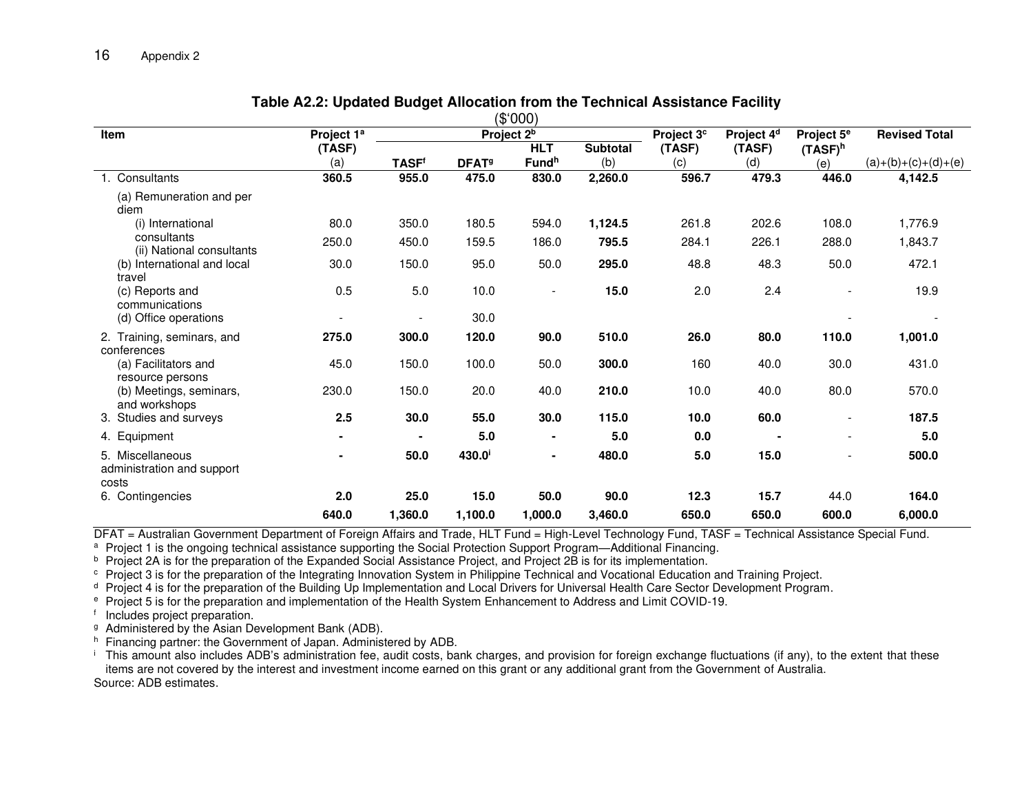**Table A2.2: Updated Budget Allocation from the Technical Assistance Facility**

($'000)

| Item | Project 1[a] (TASF) (a) | Project 2[b] | | | | Project 3[c] (TASF) (c) | Project 4[d] (TASF) (d) | Project 5[e] (TASF)[h] (e) | Revised Total (a)+(b)+(c)+(d)+(e) |
|---|---|---|---|---|---|---|---|---|---|
| | | TASF[f] | DFAT[g] | HLT Fund[h] | Subtotal (b) | | | | |
| 1. Consultants | **360.5** | **955.0** | **475.0** | **830.0** | **2,260.0** | **596.7** | **479.3** | **446.0** | **4,142.5** |
| (a) Remuneration and per diem | | | | | | | | | |
| (i) International consultants | 80.0 | 350.0 | 180.5 | 594.0 | **1,124.5** | 261.8 | 202.6 | 108.0 | 1,776.9 |
| (ii) National consultants | 250.0 | 450.0 | 159.5 | 186.0 | **795.5** | 284.1 | 226.1 | 288.0 | 1,843.7 |
| (b) International and local travel | 30.0 | 150.0 | 95.0 | 50.0 | **295.0** | 48.8 | 48.3 | 50.0 | 472.1 |
| (c) Reports and communications | 0.5 | 5.0 | 10.0 | - | **15.0** | 2.0 | 2.4 | - | 19.9 |
| (d) Office operations | - | - | 30.0 | | | | | - | - |
| 2. Training, seminars, and conferences | **275.0** | **300.0** | **120.0** | **90.0** | **510.0** | **26.0** | **80.0** | **110.0** | **1,001.0** |
| (a) Facilitators and resource persons | 45.0 | 150.0 | 100.0 | 50.0 | **300.0** | 160 | 40.0 | 30.0 | 431.0 |
| (b) Meetings, seminars, and workshops | 230.0 | 150.0 | 20.0 | 40.0 | **210.0** | 10.0 | 40.0 | 80.0 | 570.0 |
| 3. Studies and surveys | **2.5** | **30.0** | **55.0** | **30.0** | **115.0** | **10.0** | **60.0** | - | **187.5** |
| 4. Equipment | **-** | **-** | **5.0** | **-** | **5.0** | **0.0** | **-** | - | **5.0** |
| 5. Miscellaneous administration and support costs | **-** | **50.0** | **430.0**[i] | **-** | **480.0** | **5.0** | **15.0** | - | **500.0** |
| 6. Contingencies | **2.0** | **25.0** | **15.0** | **50.0** | **90.0** | **12.3** | **15.7** | 44.0 | **164.0** |
| | **640.0** | **1,360.0** | **1,100.0** | **1,000.0** | **3,460.0** | **650.0** | **650.0** | **600.0** | **6,000.0** |

DFAT = Australian Government Department of Foreign Affairs and Trade, HLT Fund = High-Level Technology Fund, TASF = Technical Assistance Special Fund.

[a] Project 1 is the ongoing technical assistance supporting the Social Protection Support Program—Additional Financing.

[b] Project 2A is for the preparation of the Expanded Social Assistance Project, and Project 2B is for its implementation.

[c] Project 3 is for the preparation of the Integrating Innovation System in Philippine Technical and Vocational Education and Training Project.

[d] Project 4 is for the preparation of the Building Up Implementation and Local Drivers for Universal Health Care Sector Development Program.

[e] Project 5 is for the preparation and implementation of the Health System Enhancement to Address and Limit COVID-19.

[f] Includes project preparation.

[g] Administered by the Asian Development Bank (ADB).

[h] Financing partner: the Government of Japan. Administered by ADB.

[i] This amount also includes ADB's administration fee, audit costs, bank charges, and provision for foreign exchange fluctuations (if any), to the extent that these items are not covered by the interest and investment income earned on this grant or any additional grant from the Government of Australia.

Source: ADB estimates.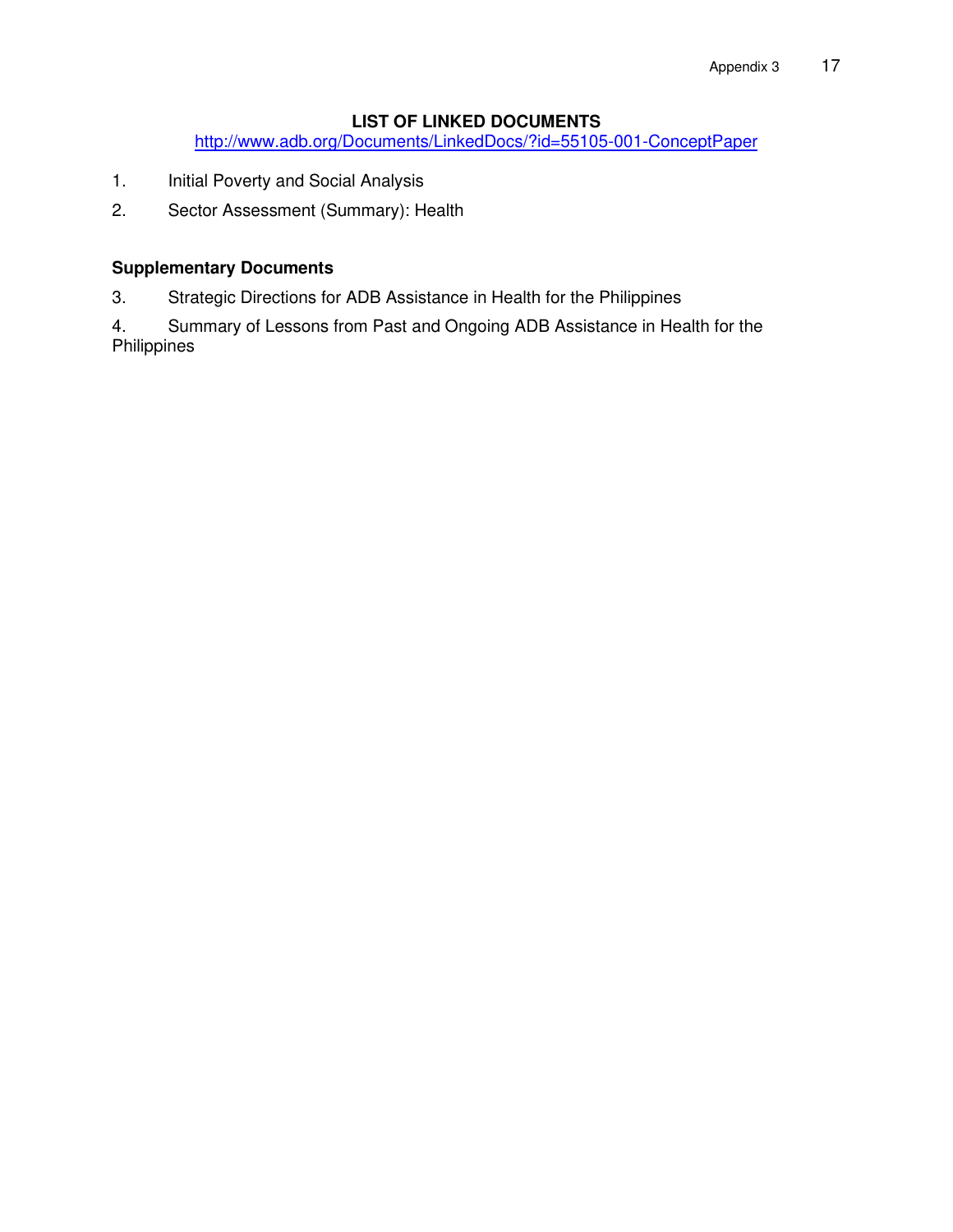# LIST OF LINKED DOCUMENTS

http://www.adb.org/Documents/LinkedDocs/?id=55105-001-ConceptPaper

1. Initial Poverty and Social Analysis
2. Sector Assessment (Summary): Health

**Supplementary Documents**

3. Strategic Directions for ADB Assistance in Health for the Philippines
4. Summary of Lessons from Past and Ongoing ADB Assistance in Health for the Philippines